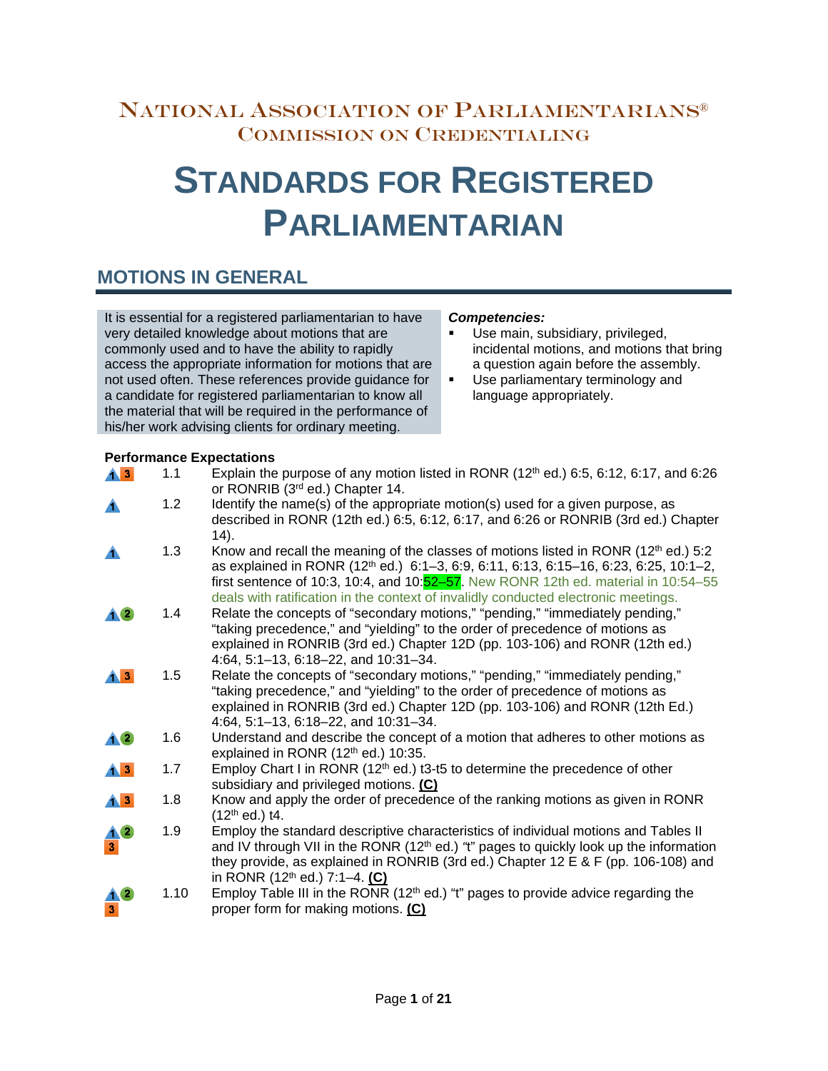# NATIONAL ASSOCIATION OF PARLIAMENTARIANS®
## COMMISSION ON CREDENTIALING

# STANDARDS FOR REGISTERED PARLIAMENTARIAN

## MOTIONS IN GENERAL

It is essential for a registered parliamentarian to have very detailed knowledge about motions that are commonly used and to have the ability to rapidly access the appropriate information for motions that are not used often. These references provide guidance for a candidate for registered parliamentarian to know all the material that will be required in the performance of his/her work advising clients for ordinary meeting.

***Competencies:***

- Use main, subsidiary, privileged, incidental motions, and motions that bring a question again before the assembly.
- Use parliamentary terminology and language appropriately.

**Performance Expectations**

| Levels | No. | Expectation |
|---|---|---|
| 1 3 | 1.1 | Explain the purpose of any motion listed in RONR (12th ed.) 6:5, 6:12, 6:17, and 6:26 or RONRIB (3rd ed.) Chapter 14. |
| 1 | 1.2 | Identify the name(s) of the appropriate motion(s) used for a given purpose, as described in RONR (12th ed.) 6:5, 6:12, 6:17, and 6:26 or RONRIB (3rd ed.) Chapter 14). |
| 1 | 1.3 | Know and recall the meaning of the classes of motions listed in RONR (12th ed.) 5:2 as explained in RONR (12th ed.) 6:1–3, 6:9, 6:11, 6:13, 6:15–16, 6:23, 6:25, 10:1–2, first sentence of 10:3, 10:4, and 10:52–57. New RONR 12th ed. material in 10:54–55 deals with ratification in the context of invalidly conducted electronic meetings. |
| 1 2 | 1.4 | Relate the concepts of "secondary motions," "pending," "immediately pending," "taking precedence," and "yielding" to the order of precedence of motions as explained in RONRIB (3rd ed.) Chapter 12D (pp. 103-106) and RONR (12th ed.) 4:64, 5:1–13, 6:18–22, and 10:31–34. |
| 1 3 | 1.5 | Relate the concepts of "secondary motions," "pending," "immediately pending," "taking precedence," and "yielding" to the order of precedence of motions as explained in RONRIB (3rd ed.) Chapter 12D (pp. 103-106) and RONR (12th Ed.) 4:64, 5:1–13, 6:18–22, and 10:31–34. |
| 1 2 | 1.6 | Understand and describe the concept of a motion that adheres to other motions as explained in RONR (12th ed.) 10:35. |
| 1 3 | 1.7 | Employ Chart I in RONR (12th ed.) t3-t5 to determine the precedence of other subsidiary and privileged motions. **(C)** |
| 1 3 | 1.8 | Know and apply the order of precedence of the ranking motions as given in RONR (12th ed.) t4. |
| 1 2 3 | 1.9 | Employ the standard descriptive characteristics of individual motions and Tables II and IV through VII in the RONR (12th ed.) "t" pages to quickly look up the information they provide, as explained in RONRIB (3rd ed.) Chapter 12 E & F (pp. 106-108) and in RONR (12th ed.) 7:1–4. **(C)** |
| 1 2 3 | 1.10 | Employ Table III in the RONR (12th ed.) "t" pages to provide advice regarding the proper form for making motions. **(C)** |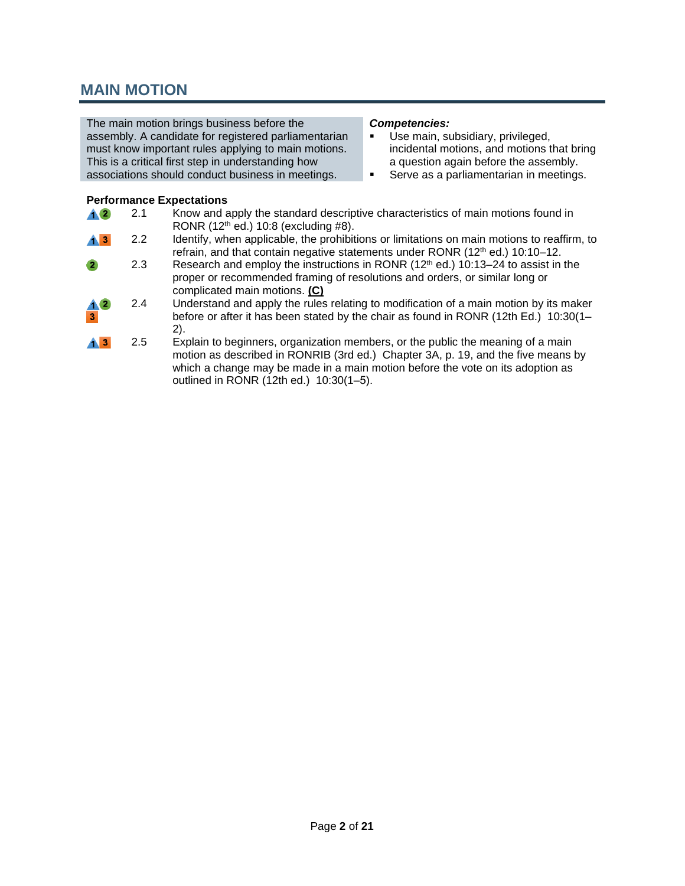## MAIN MOTION

The main motion brings business before the assembly. A candidate for registered parliamentarian must know important rules applying to main motions. This is a critical first step in understanding how associations should conduct business in meetings.

***Competencies:***

- Use main, subsidiary, privileged, incidental motions, and motions that bring a question again before the assembly.
- Serve as a parliamentarian in meetings.

**Performance Expectations**

| Levels | No. | Expectation |
|---|---|---|
| 1, 2 | 2.1 | Know and apply the standard descriptive characteristics of main motions found in RONR (12th ed.) 10:8 (excluding #8). |
| 1, 3 | 2.2 | Identify, when applicable, the prohibitions or limitations on main motions to reaffirm, to refrain, and that contain negative statements under RONR (12th ed.) 10:10–12. |
| 2 | 2.3 | Research and employ the instructions in RONR (12th ed.) 10:13–24 to assist in the proper or recommended framing of resolutions and orders, or similar long or complicated main motions. **(C)** |
| 1, 2, 3 | 2.4 | Understand and apply the rules relating to modification of a main motion by its maker before or after it has been stated by the chair as found in RONR (12th Ed.) 10:30(1–2). |
| 1, 3 | 2.5 | Explain to beginners, organization members, or the public the meaning of a main motion as described in RONRIB (3rd ed.) Chapter 3A, p. 19, and the five means by which a change may be made in a main motion before the vote on its adoption as outlined in RONR (12th ed.) 10:30(1–5). |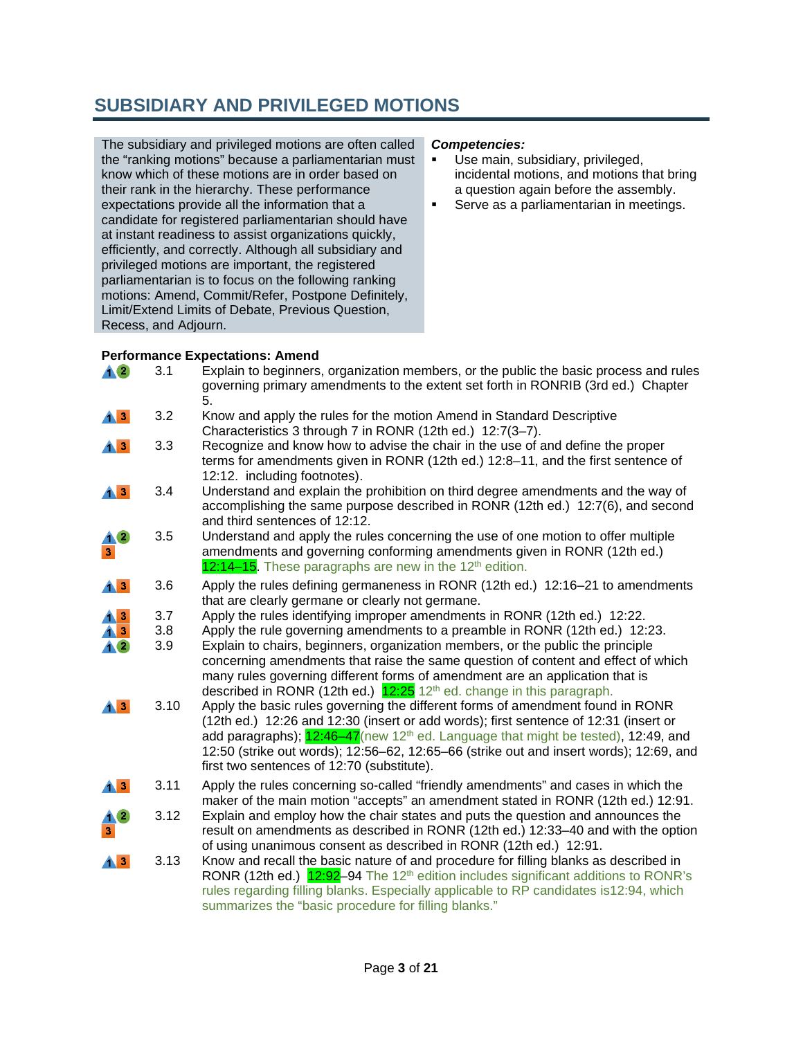## SUBSIDIARY AND PRIVILEGED MOTIONS

The subsidiary and privileged motions are often called the "ranking motions" because a parliamentarian must know which of these motions are in order based on their rank in the hierarchy. These performance expectations provide all the information that a candidate for registered parliamentarian should have at instant readiness to assist organizations quickly, efficiently, and correctly. Although all subsidiary and privileged motions are important, the registered parliamentarian is to focus on the following ranking motions: Amend, Commit/Refer, Postpone Definitely, Limit/Extend Limits of Debate, Previous Question, Recess, and Adjourn.

***Competencies:***

- Use main, subsidiary, privileged, incidental motions, and motions that bring a question again before the assembly.
- Serve as a parliamentarian in meetings.

**Performance Expectations: Amend**

| Level | No. | Expectation |
|---|---|---|
| 1 2 | 3.1 | Explain to beginners, organization members, or the public the basic process and rules governing primary amendments to the extent set forth in RONRIB (3rd ed.) Chapter 5. |
| 1 3 | 3.2 | Know and apply the rules for the motion Amend in Standard Descriptive Characteristics 3 through 7 in RONR (12th ed.) 12:7(3–7). |
| 1 3 | 3.3 | Recognize and know how to advise the chair in the use of and define the proper terms for amendments given in RONR (12th ed.) 12:8–11, and the first sentence of 12:12. including footnotes). |
| 1 3 | 3.4 | Understand and explain the prohibition on third degree amendments and the way of accomplishing the same purpose described in RONR (12th ed.) 12:7(6), and second and third sentences of 12:12. |
| 1 2 3 | 3.5 | Understand and apply the rules concerning the use of one motion to offer multiple amendments and governing conforming amendments given in RONR (12th ed.) 12:14–15. These paragraphs are new in the 12th edition. |
| 1 3 | 3.6 | Apply the rules defining germaneness in RONR (12th ed.) 12:16–21 to amendments that are clearly germane or clearly not germane. |
| 1 3 | 3.7 | Apply the rules identifying improper amendments in RONR (12th ed.) 12:22. |
| 1 3 | 3.8 | Apply the rule governing amendments to a preamble in RONR (12th ed.) 12:23. |
| 1 2 | 3.9 | Explain to chairs, beginners, organization members, or the public the principle concerning amendments that raise the same question of content and effect of which many rules governing different forms of amendment are an application that is described in RONR (12th ed.) 12:25 12th ed. change in this paragraph. |
| 1 3 | 3.10 | Apply the basic rules governing the different forms of amendment found in RONR (12th ed.) 12:26 and 12:30 (insert or add words); first sentence of 12:31 (insert or add paragraphs); 12:46–47(new 12th ed. Language that might be tested), 12:49, and 12:50 (strike out words); 12:56–62, 12:65–66 (strike out and insert words); 12:69, and first two sentences of 12:70 (substitute). |
| 1 3 | 3.11 | Apply the rules concerning so-called "friendly amendments" and cases in which the maker of the main motion "accepts" an amendment stated in RONR (12th ed.) 12:91. |
| 1 2 3 | 3.12 | Explain and employ how the chair states and puts the question and announces the result on amendments as described in RONR (12th ed.) 12:33–40 and with the option of using unanimous consent as described in RONR (12th ed.) 12:91. |
| 1 3 | 3.13 | Know and recall the basic nature of and procedure for filling blanks as described in RONR (12th ed.) 12:92–94 The 12th edition includes significant additions to RONR's rules regarding filling blanks. Especially applicable to RP candidates is12:94, which summarizes the "basic procedure for filling blanks." |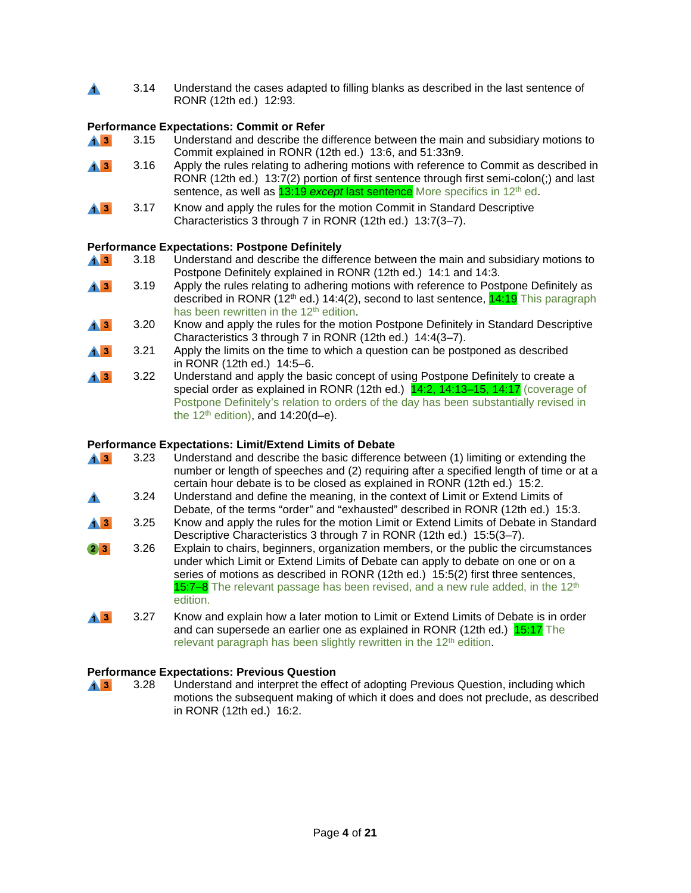| | | |
|---|---|---|
| 1 | 3.14 | Understand the cases adapted to filling blanks as described in the last sentence of RONR (12th ed.) 12:93. |

**Performance Expectations: Commit or Refer**

| | | |
|---|---|---|
| 1 3 | 3.15 | Understand and describe the difference between the main and subsidiary motions to Commit explained in RONR (12th ed.) 13:6, and 51:33n9. |
| 1 3 | 3.16 | Apply the rules relating to adhering motions with reference to Commit as described in RONR (12th ed.) 13:7(2) portion of first sentence through first semi-colon(;) and last sentence, as well as 13:19 *except* last sentence More specifics in 12th ed. |
| 1 3 | 3.17 | Know and apply the rules for the motion Commit in Standard Descriptive Characteristics 3 through 7 in RONR (12th ed.) 13:7(3–7). |

**Performance Expectations: Postpone Definitely**

| | | |
|---|---|---|
| 1 3 | 3.18 | Understand and describe the difference between the main and subsidiary motions to Postpone Definitely explained in RONR (12th ed.) 14:1 and 14:3. |
| 1 3 | 3.19 | Apply the rules relating to adhering motions with reference to Postpone Definitely as described in RONR (12th ed.) 14:4(2), second to last sentence, 14:19 This paragraph has been rewritten in the 12th edition. |
| 1 3 | 3.20 | Know and apply the rules for the motion Postpone Definitely in Standard Descriptive Characteristics 3 through 7 in RONR (12th ed.) 14:4(3–7). |
| 1 3 | 3.21 | Apply the limits on the time to which a question can be postponed as described in RONR (12th ed.) 14:5–6. |
| 1 3 | 3.22 | Understand and apply the basic concept of using Postpone Definitely to create a special order as explained in RONR (12th ed.) 14:2, 14:13–15, 14:17 (coverage of Postpone Definitely's relation to orders of the day has been substantially revised in the 12th edition), and 14:20(d–e). |

**Performance Expectations: Limit/Extend Limits of Debate**

| | | |
|---|---|---|
| 1 3 | 3.23 | Understand and describe the basic difference between (1) limiting or extending the number or length of speeches and (2) requiring after a specified length of time or at a certain hour debate is to be closed as explained in RONR (12th ed.) 15:2. |
| 1 | 3.24 | Understand and define the meaning, in the context of Limit or Extend Limits of Debate, of the terms "order" and "exhausted" described in RONR (12th ed.) 15:3. |
| 1 3 | 3.25 | Know and apply the rules for the motion Limit or Extend Limits of Debate in Standard Descriptive Characteristics 3 through 7 in RONR (12th ed.) 15:5(3–7). |
| 2 3 | 3.26 | Explain to chairs, beginners, organization members, or the public the circumstances under which Limit or Extend Limits of Debate can apply to debate on one or on a series of motions as described in RONR (12th ed.) 15:5(2) first three sentences, 15:7–8 The relevant passage has been revised, and a new rule added, in the 12th edition. |
| 1 3 | 3.27 | Know and explain how a later motion to Limit or Extend Limits of Debate is in order and can supersede an earlier one as explained in RONR (12th ed.) 15:17 The relevant paragraph has been slightly rewritten in the 12th edition. |

**Performance Expectations: Previous Question**

| | | |
|---|---|---|
| 1 3 | 3.28 | Understand and interpret the effect of adopting Previous Question, including which motions the subsequent making of which it does and does not preclude, as described in RONR (12th ed.) 16:2. |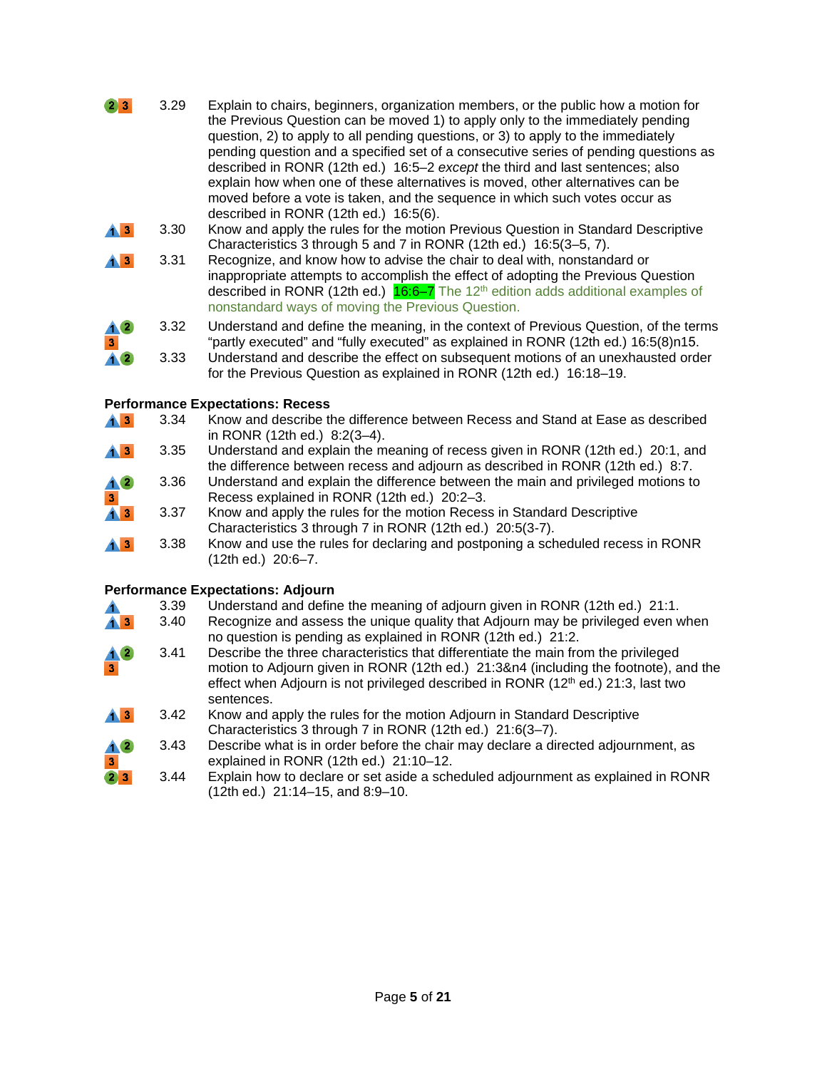| | | |
|---|---|---|
| 2 3 | 3.29 | Explain to chairs, beginners, organization members, or the public how a motion for the Previous Question can be moved 1) to apply only to the immediately pending question, 2) to apply to all pending questions, or 3) to apply to the immediately pending question and a specified set of a consecutive series of pending questions as described in RONR (12th ed.) 16:5–2 *except* the third and last sentences; also explain how when one of these alternatives is moved, other alternatives can be moved before a vote is taken, and the sequence in which such votes occur as described in RONR (12th ed.) 16:5(6). |
| 1 3 | 3.30 | Know and apply the rules for the motion Previous Question in Standard Descriptive Characteristics 3 through 5 and 7 in RONR (12th ed.) 16:5(3–5, 7). |
| 1 3 | 3.31 | Recognize, and know how to advise the chair to deal with, nonstandard or inappropriate attempts to accomplish the effect of adopting the Previous Question described in RONR (12th ed.) 16:6–7 The 12th edition adds additional examples of nonstandard ways of moving the Previous Question. |
| 1 2 3 | 3.32 | Understand and define the meaning, in the context of Previous Question, of the terms "partly executed" and "fully executed" as explained in RONR (12th ed.) 16:5(8)n15. |
| 1 2 | 3.33 | Understand and describe the effect on subsequent motions of an unexhausted order for the Previous Question as explained in RONR (12th ed.) 16:18–19. |

**Performance Expectations: Recess**

| | | |
|---|---|---|
| 1 3 | 3.34 | Know and describe the difference between Recess and Stand at Ease as described in RONR (12th ed.) 8:2(3–4). |
| 1 3 | 3.35 | Understand and explain the meaning of recess given in RONR (12th ed.) 20:1, and the difference between recess and adjourn as described in RONR (12th ed.) 8:7. |
| 1 2 3 | 3.36 | Understand and explain the difference between the main and privileged motions to Recess explained in RONR (12th ed.) 20:2–3. |
| 1 3 | 3.37 | Know and apply the rules for the motion Recess in Standard Descriptive Characteristics 3 through 7 in RONR (12th ed.) 20:5(3-7). |
| 1 3 | 3.38 | Know and use the rules for declaring and postponing a scheduled recess in RONR (12th ed.) 20:6–7. |

**Performance Expectations: Adjourn**

| | | |
|---|---|---|
| 1 | 3.39 | Understand and define the meaning of adjourn given in RONR (12th ed.) 21:1. |
| 1 3 | 3.40 | Recognize and assess the unique quality that Adjourn may be privileged even when no question is pending as explained in RONR (12th ed.) 21:2. |
| 1 2 3 | 3.41 | Describe the three characteristics that differentiate the main from the privileged motion to Adjourn given in RONR (12th ed.) 21:3&n4 (including the footnote), and the effect when Adjourn is not privileged described in RONR (12th ed.) 21:3, last two sentences. |
| 1 3 | 3.42 | Know and apply the rules for the motion Adjourn in Standard Descriptive Characteristics 3 through 7 in RONR (12th ed.) 21:6(3–7). |
| 1 2 3 | 3.43 | Describe what is in order before the chair may declare a directed adjournment, as explained in RONR (12th ed.) 21:10–12. |
| 2 3 | 3.44 | Explain how to declare or set aside a scheduled adjournment as explained in RONR (12th ed.) 21:14–15, and 8:9–10. |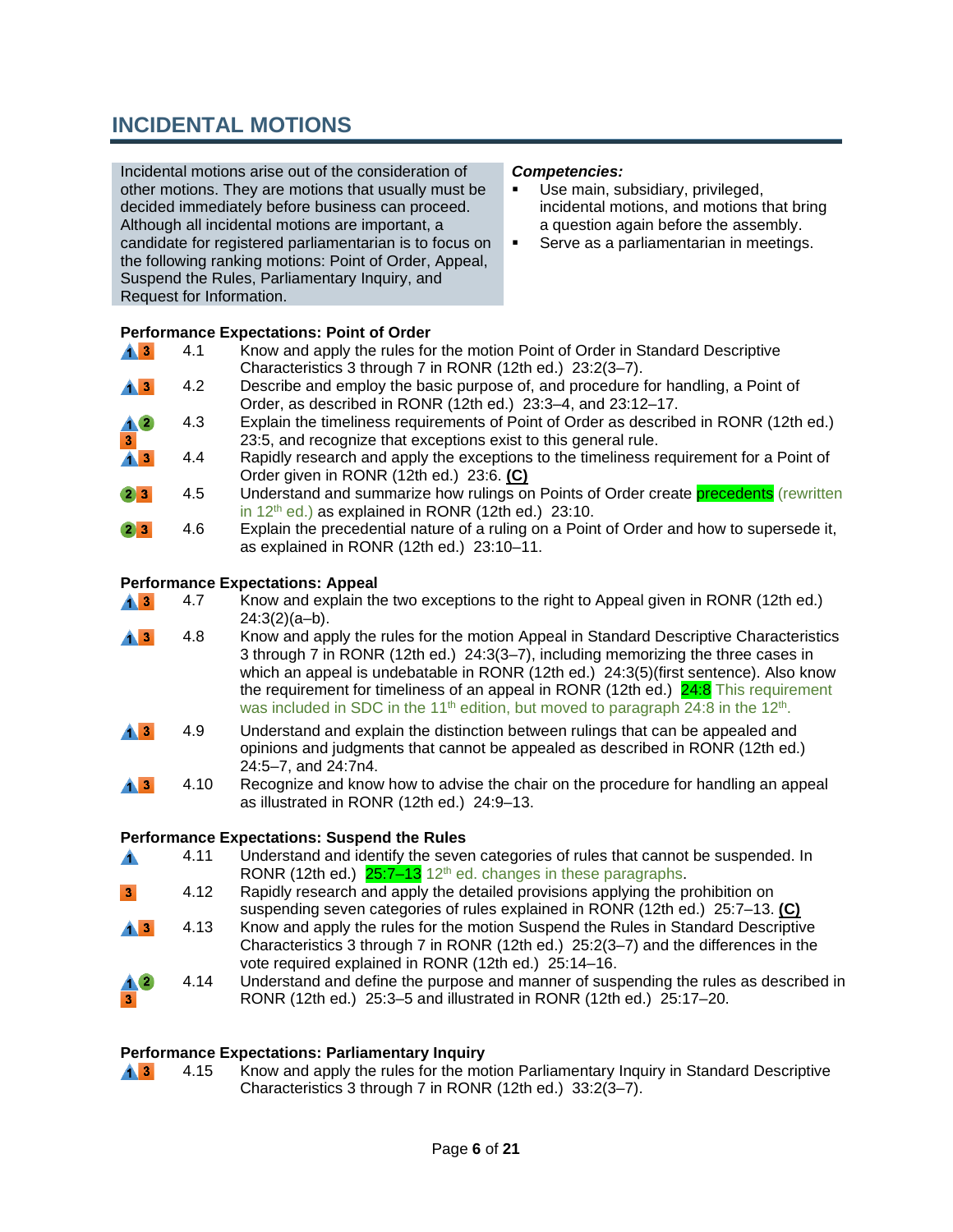# INCIDENTAL MOTIONS

Incidental motions arise out of the consideration of other motions. They are motions that usually must be decided immediately before business can proceed. Although all incidental motions are important, a candidate for registered parliamentarian is to focus on the following ranking motions: Point of Order, Appeal, Suspend the Rules, Parliamentary Inquiry, and Request for Information.

***Competencies:***

- Use main, subsidiary, privileged, incidental motions, and motions that bring a question again before the assembly.
- Serve as a parliamentarian in meetings.

**Performance Expectations: Point of Order**

| Levels | No. | Expectation |
|---|---|---|
| 1 3 | 4.1 | Know and apply the rules for the motion Point of Order in Standard Descriptive Characteristics 3 through 7 in RONR (12th ed.) 23:2(3–7). |
| 1 3 | 4.2 | Describe and employ the basic purpose of, and procedure for handling, a Point of Order, as described in RONR (12th ed.) 23:3–4, and 23:12–17. |
| 1 2 3 | 4.3 | Explain the timeliness requirements of Point of Order as described in RONR (12th ed.) 23:5, and recognize that exceptions exist to this general rule. |
| 1 3 | 4.4 | Rapidly research and apply the exceptions to the timeliness requirement for a Point of Order given in RONR (12th ed.) 23:6. **(C)** |
| 2 3 | 4.5 | Understand and summarize how rulings on Points of Order create precedents (rewritten in 12th ed.) as explained in RONR (12th ed.) 23:10. |
| 2 3 | 4.6 | Explain the precedential nature of a ruling on a Point of Order and how to supersede it, as explained in RONR (12th ed.) 23:10–11. |

**Performance Expectations: Appeal**

| Levels | No. | Expectation |
|---|---|---|
| 1 3 | 4.7 | Know and explain the two exceptions to the right to Appeal given in RONR (12th ed.) 24:3(2)(a–b). |
| 1 3 | 4.8 | Know and apply the rules for the motion Appeal in Standard Descriptive Characteristics 3 through 7 in RONR (12th ed.) 24:3(3–7), including memorizing the three cases in which an appeal is undebatable in RONR (12th ed.) 24:3(5)(first sentence). Also know the requirement for timeliness of an appeal in RONR (12th ed.) 24:8 This requirement was included in SDC in the 11th edition, but moved to paragraph 24:8 in the 12th. |
| 1 3 | 4.9 | Understand and explain the distinction between rulings that can be appealed and opinions and judgments that cannot be appealed as described in RONR (12th ed.) 24:5–7, and 24:7n4. |
| 1 3 | 4.10 | Recognize and know how to advise the chair on the procedure for handling an appeal as illustrated in RONR (12th ed.) 24:9–13. |

**Performance Expectations: Suspend the Rules**

| Levels | No. | Expectation |
|---|---|---|
| 1 | 4.11 | Understand and identify the seven categories of rules that cannot be suspended. In RONR (12th ed.) 25:7–13 12th ed. changes in these paragraphs. |
| 3 | 4.12 | Rapidly research and apply the detailed provisions applying the prohibition on suspending seven categories of rules explained in RONR (12th ed.) 25:7–13. **(C)** |
| 1 3 | 4.13 | Know and apply the rules for the motion Suspend the Rules in Standard Descriptive Characteristics 3 through 7 in RONR (12th ed.) 25:2(3–7) and the differences in the vote required explained in RONR (12th ed.) 25:14–16. |
| 1 2 3 | 4.14 | Understand and define the purpose and manner of suspending the rules as described in RONR (12th ed.) 25:3–5 and illustrated in RONR (12th ed.) 25:17–20. |

**Performance Expectations: Parliamentary Inquiry**

| Levels | No. | Expectation |
|---|---|---|
| 1 3 | 4.15 | Know and apply the rules for the motion Parliamentary Inquiry in Standard Descriptive Characteristics 3 through 7 in RONR (12th ed.) 33:2(3–7). |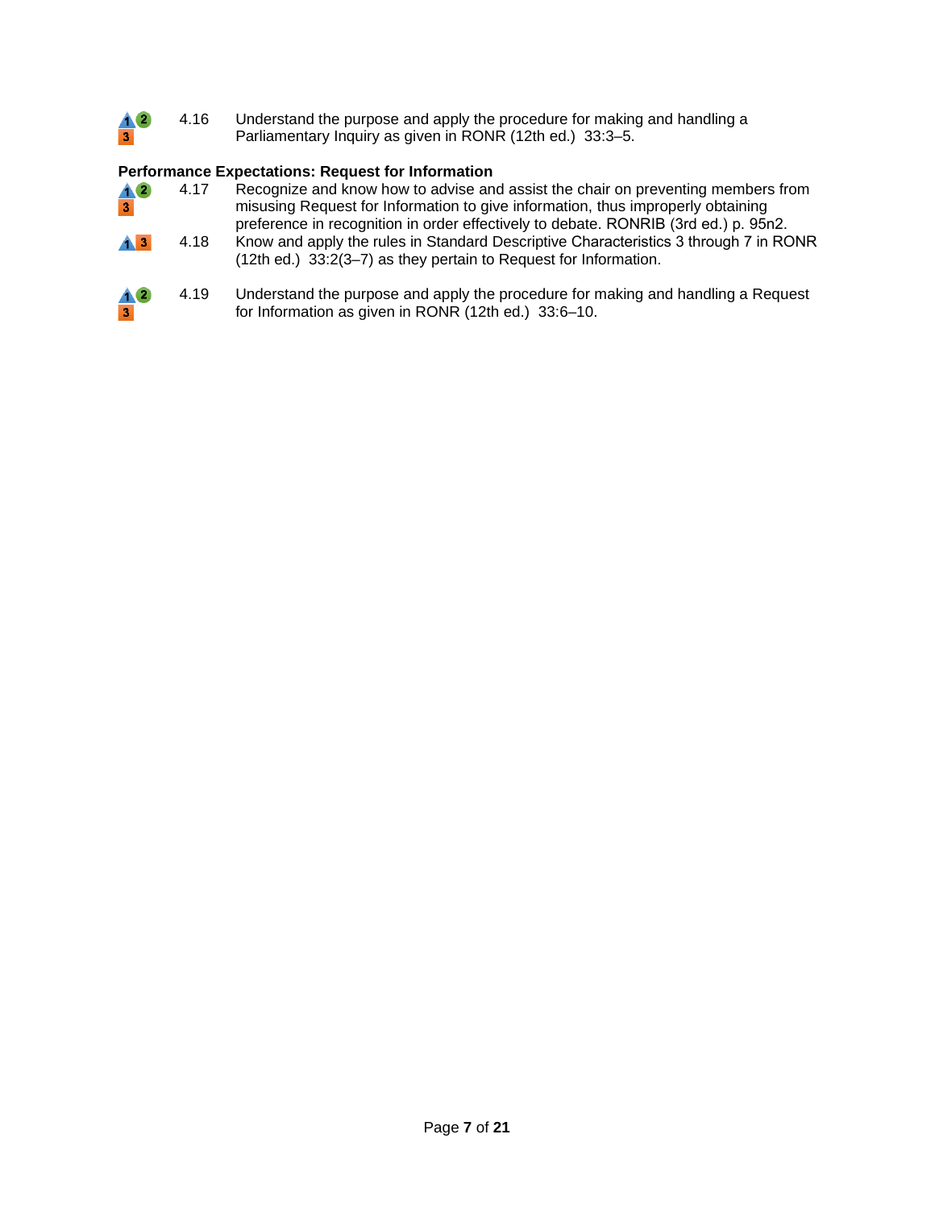4.16 Understand the purpose and apply the procedure for making and handling a Parliamentary Inquiry as given in RONR (12th ed.) 33:3–5.

**Performance Expectations: Request for Information**

4.17 Recognize and know how to advise and assist the chair on preventing members from misusing Request for Information to give information, thus improperly obtaining preference in recognition in order effectively to debate. RONRIB (3rd ed.) p. 95n2.

4.18 Know and apply the rules in Standard Descriptive Characteristics 3 through 7 in RONR (12th ed.) 33:2(3–7) as they pertain to Request for Information.

4.19 Understand the purpose and apply the procedure for making and handling a Request for Information as given in RONR (12th ed.) 33:6–10.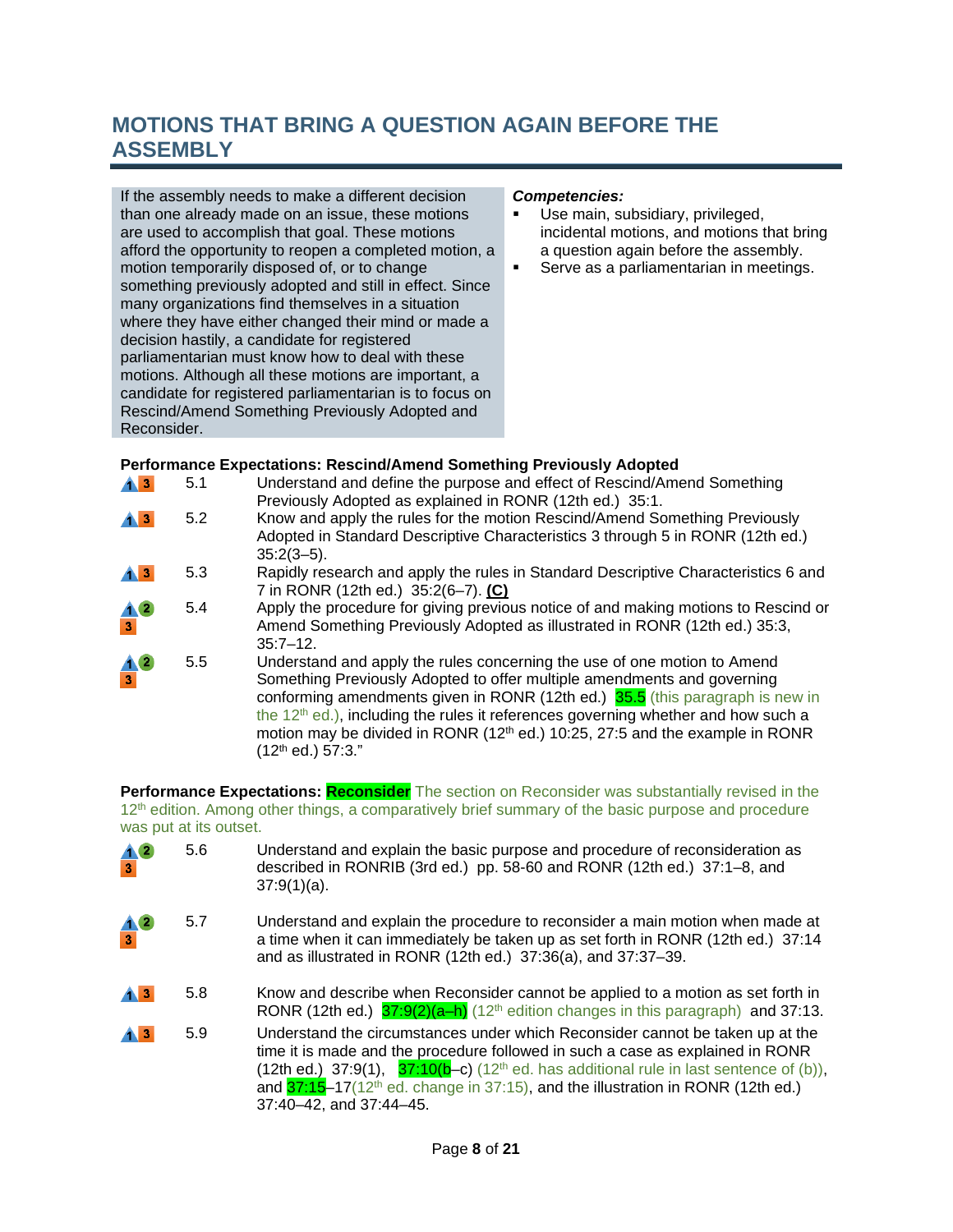# MOTIONS THAT BRING A QUESTION AGAIN BEFORE THE ASSEMBLY

If the assembly needs to make a different decision than one already made on an issue, these motions are used to accomplish that goal. These motions afford the opportunity to reopen a completed motion, a motion temporarily disposed of, or to change something previously adopted and still in effect. Since many organizations find themselves in a situation where they have either changed their mind or made a decision hastily, a candidate for registered parliamentarian must know how to deal with these motions. Although all these motions are important, a candidate for registered parliamentarian is to focus on Rescind/Amend Something Previously Adopted and Reconsider.

***Competencies:***

- Use main, subsidiary, privileged, incidental motions, and motions that bring a question again before the assembly.
- Serve as a parliamentarian in meetings.

**Performance Expectations: Rescind/Amend Something Previously Adopted**

| Level | No. | Expectation |
|---|---|---|
| 1 3 | 5.1 | Understand and define the purpose and effect of Rescind/Amend Something Previously Adopted as explained in RONR (12th ed.) 35:1. |
| 1 3 | 5.2 | Know and apply the rules for the motion Rescind/Amend Something Previously Adopted in Standard Descriptive Characteristics 3 through 5 in RONR (12th ed.) 35:2(3–5). |
| 1 3 | 5.3 | Rapidly research and apply the rules in Standard Descriptive Characteristics 6 and 7 in RONR (12th ed.) 35:2(6–7). **(C)** |
| 1 2 3 | 5.4 | Apply the procedure for giving previous notice of and making motions to Rescind or Amend Something Previously Adopted as illustrated in RONR (12th ed.) 35:3, 35:7–12. |
| 1 2 3 | 5.5 | Understand and apply the rules concerning the use of one motion to Amend Something Previously Adopted to offer multiple amendments and governing conforming amendments given in RONR (12th ed.) 35.5 (this paragraph is new in the 12th ed.), including the rules it references governing whether and how such a motion may be divided in RONR (12th ed.) 10:25, 27:5 and the example in RONR (12th ed.) 57:3." |

**Performance Expectations: Reconsider** The section on Reconsider was substantially revised in the 12th edition. Among other things, a comparatively brief summary of the basic purpose and procedure was put at its outset.

| Level | No. | Expectation |
|---|---|---|
| 1 2 3 | 5.6 | Understand and explain the basic purpose and procedure of reconsideration as described in RONRIB (3rd ed.) pp. 58-60 and RONR (12th ed.) 37:1–8, and 37:9(1)(a). |
| 1 2 3 | 5.7 | Understand and explain the procedure to reconsider a main motion when made at a time when it can immediately be taken up as set forth in RONR (12th ed.) 37:14 and as illustrated in RONR (12th ed.) 37:36(a), and 37:37–39. |
| 1 3 | 5.8 | Know and describe when Reconsider cannot be applied to a motion as set forth in RONR (12th ed.) 37:9(2)(a–h) (12th edition changes in this paragraph) and 37:13. |
| 1 3 | 5.9 | Understand the circumstances under which Reconsider cannot be taken up at the time it is made and the procedure followed in such a case as explained in RONR (12th ed.) 37:9(1), 37:10(b–c) (12th ed. has additional rule in last sentence of (b)), and 37:15–17(12th ed. change in 37:15), and the illustration in RONR (12th ed.) 37:40–42, and 37:44–45. |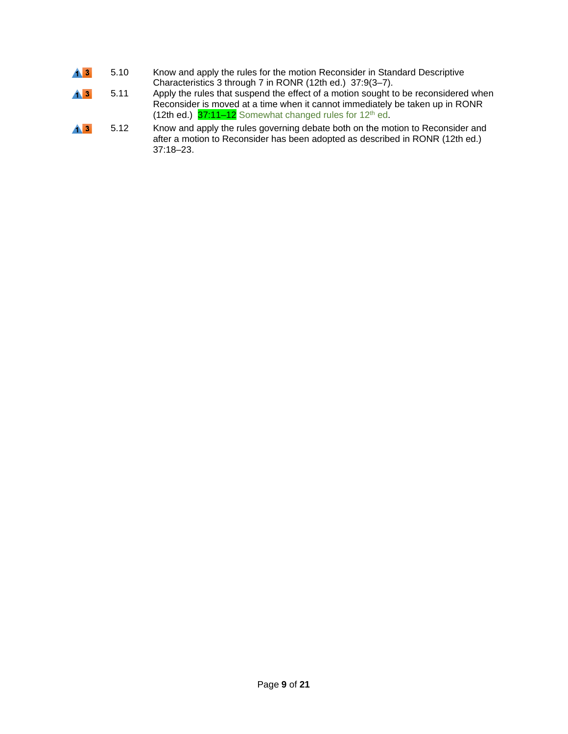| | | |
|---|---|---|
| 1 3 | 5.10 | Know and apply the rules for the motion Reconsider in Standard Descriptive Characteristics 3 through 7 in RONR (12th ed.) 37:9(3–7). |
| 1 3 | 5.11 | Apply the rules that suspend the effect of a motion sought to be reconsidered when Reconsider is moved at a time when it cannot immediately be taken up in RONR (12th ed.) 37:11–12 Somewhat changed rules for 12th ed. |
| 1 3 | 5.12 | Know and apply the rules governing debate both on the motion to Reconsider and after a motion to Reconsider has been adopted as described in RONR (12th ed.) 37:18–23. |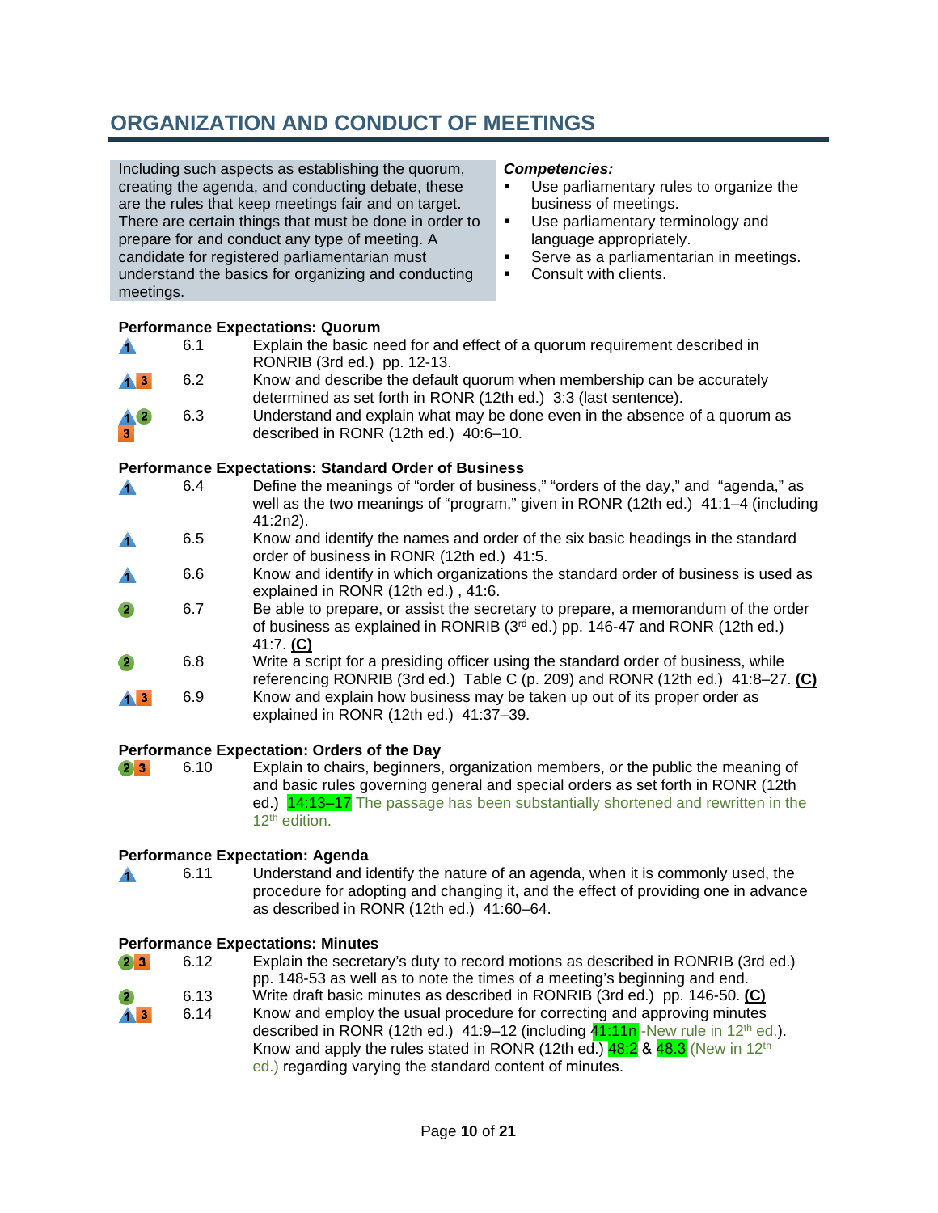# ORGANIZATION AND CONDUCT OF MEETINGS

Including such aspects as establishing the quorum, creating the agenda, and conducting debate, these are the rules that keep meetings fair and on target. There are certain things that must be done in order to prepare for and conduct any type of meeting. A candidate for registered parliamentarian must understand the basics for organizing and conducting meetings.

***Competencies:***

- Use parliamentary rules to organize the business of meetings.
- Use parliamentary terminology and language appropriately.
- Serve as a parliamentarian in meetings.
- Consult with clients.

**Performance Expectations: Quorum**

| Level | No. | Expectation |
|---|---|---|
| 1 | 6.1 | Explain the basic need for and effect of a quorum requirement described in RONRIB (3rd ed.) pp. 12-13. |
| 1 3 | 6.2 | Know and describe the default quorum when membership can be accurately determined as set forth in RONR (12th ed.) 3:3 (last sentence). |
| 1 2 3 | 6.3 | Understand and explain what may be done even in the absence of a quorum as described in RONR (12th ed.) 40:6–10. |

**Performance Expectations: Standard Order of Business**

| Level | No. | Expectation |
|---|---|---|
| 1 | 6.4 | Define the meanings of "order of business," "orders of the day," and "agenda," as well as the two meanings of "program," given in RONR (12th ed.) 41:1–4 (including 41:2n2). |
| 1 | 6.5 | Know and identify the names and order of the six basic headings in the standard order of business in RONR (12th ed.) 41:5. |
| 1 | 6.6 | Know and identify in which organizations the standard order of business is used as explained in RONR (12th ed.) , 41:6. |
| 2 | 6.7 | Be able to prepare, or assist the secretary to prepare, a memorandum of the order of business as explained in RONRIB (3rd ed.) pp. 146-47 and RONR (12th ed.) 41:7. **(C)** |
| 2 | 6.8 | Write a script for a presiding officer using the standard order of business, while referencing RONRIB (3rd ed.) Table C (p. 209) and RONR (12th ed.) 41:8–27. **(C)** |
| 1 3 | 6.9 | Know and explain how business may be taken up out of its proper order as explained in RONR (12th ed.) 41:37–39. |

**Performance Expectation: Orders of the Day**

| Level | No. | Expectation |
|---|---|---|
| 2 3 | 6.10 | Explain to chairs, beginners, organization members, or the public the meaning of and basic rules governing general and special orders as set forth in RONR (12th ed.) 14:13–17 The passage has been substantially shortened and rewritten in the 12th edition. |

**Performance Expectation: Agenda**

| Level | No. | Expectation |
|---|---|---|
| 1 | 6.11 | Understand and identify the nature of an agenda, when it is commonly used, the procedure for adopting and changing it, and the effect of providing one in advance as described in RONR (12th ed.) 41:60–64. |

**Performance Expectations: Minutes**

| Level | No. | Expectation |
|---|---|---|
| 2 3 | 6.12 | Explain the secretary's duty to record motions as described in RONRIB (3rd ed.) pp. 148-53 as well as to note the times of a meeting's beginning and end. |
| 2 | 6.13 | Write draft basic minutes as described in RONRIB (3rd ed.) pp. 146-50. **(C)** |
| 1 3 | 6.14 | Know and employ the usual procedure for correcting and approving minutes described in RONR (12th ed.) 41:9–12 (including 41:11n -New rule in 12th ed.). Know and apply the rules stated in RONR (12th ed.) 48:2 & 48.3 (New in 12th ed.) regarding varying the standard content of minutes. |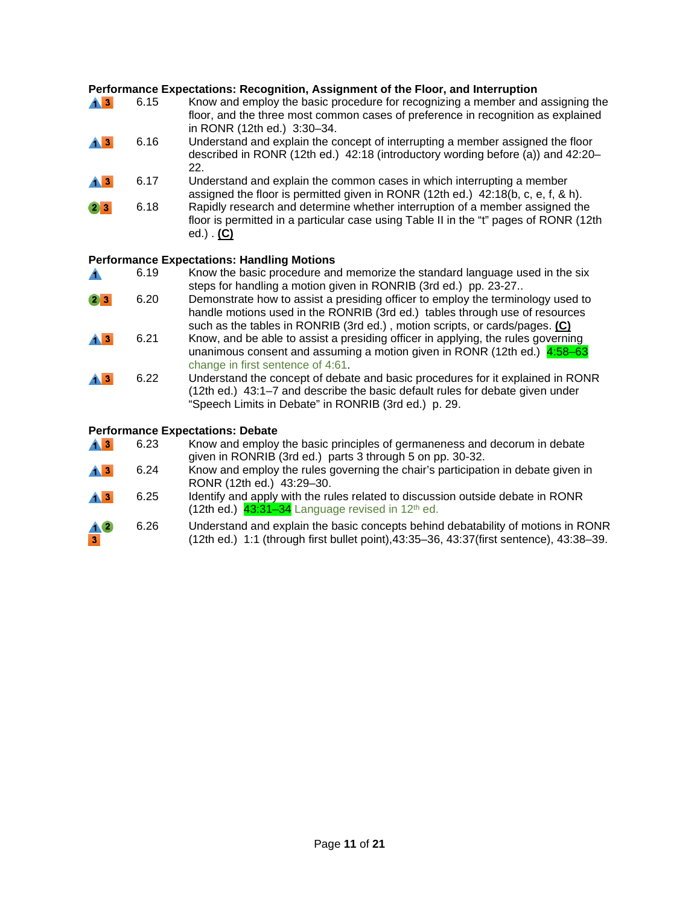**Performance Expectations: Recognition, Assignment of the Floor, and Interruption**

| Level | No. | Performance Expectation |
|---|---|---|
| 1 3 | 6.15 | Know and employ the basic procedure for recognizing a member and assigning the floor, and the three most common cases of preference in recognition as explained in RONR (12th ed.) 3:30–34. |
| 1 3 | 6.16 | Understand and explain the concept of interrupting a member assigned the floor described in RONR (12th ed.) 42:18 (introductory wording before (a)) and 42:20–22. |
| 1 3 | 6.17 | Understand and explain the common cases in which interrupting a member assigned the floor is permitted given in RONR (12th ed.) 42:18(b, c, e, f, & h). |
| 2 3 | 6.18 | Rapidly research and determine whether interruption of a member assigned the floor is permitted in a particular case using Table II in the "t" pages of RONR (12th ed.) . **(C)** |

**Performance Expectations: Handling Motions**

| Level | No. | Performance Expectation |
|---|---|---|
| 1 | 6.19 | Know the basic procedure and memorize the standard language used in the six steps for handling a motion given in RONRIB (3rd ed.) pp. 23-27.. |
| 2 3 | 6.20 | Demonstrate how to assist a presiding officer to employ the terminology used to handle motions used in the RONRIB (3rd ed.) tables through use of resources such as the tables in RONRIB (3rd ed.) , motion scripts, or cards/pages. **(C)** |
| 1 3 | 6.21 | Know, and be able to assist a presiding officer in applying, the rules governing unanimous consent and assuming a motion given in RONR (12th ed.) 4:58–63 change in first sentence of 4:61. |
| 1 3 | 6.22 | Understand the concept of debate and basic procedures for it explained in RONR (12th ed.) 43:1–7 and describe the basic default rules for debate given under "Speech Limits in Debate" in RONRIB (3rd ed.) p. 29. |

**Performance Expectations: Debate**

| Level | No. | Performance Expectation |
|---|---|---|
| 1 3 | 6.23 | Know and employ the basic principles of germaneness and decorum in debate given in RONRIB (3rd ed.) parts 3 through 5 on pp. 30-32. |
| 1 3 | 6.24 | Know and employ the rules governing the chair's participation in debate given in RONR (12th ed.) 43:29–30. |
| 1 3 | 6.25 | Identify and apply with the rules related to discussion outside debate in RONR (12th ed.) 43:31–34 Language revised in 12th ed. |
| 1 2 3 | 6.26 | Understand and explain the basic concepts behind debatability of motions in RONR (12th ed.) 1:1 (through first bullet point),43:35–36, 43:37(first sentence), 43:38–39. |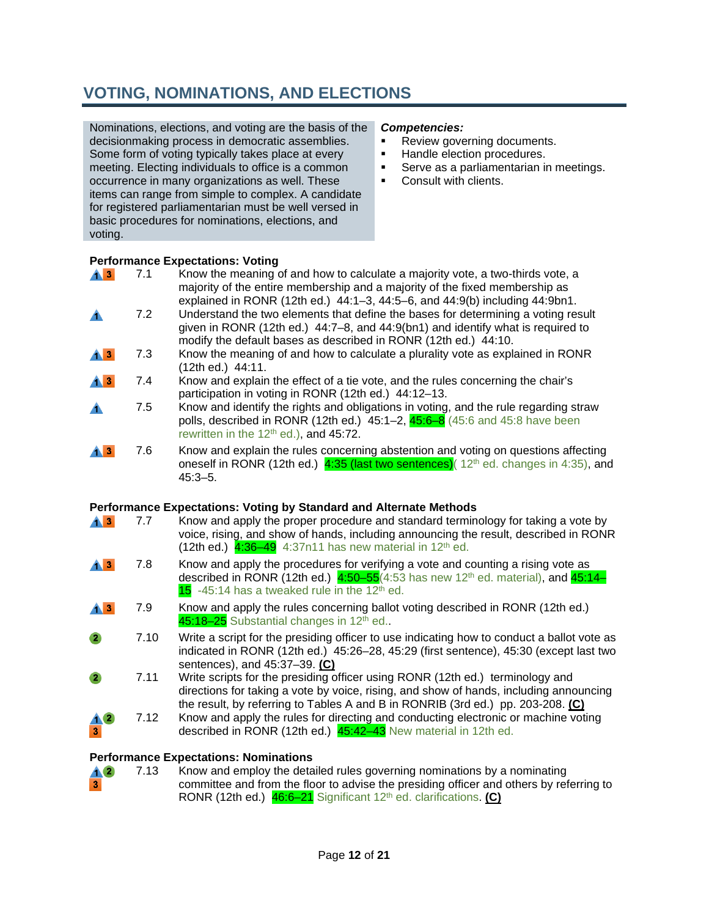## VOTING, NOMINATIONS, AND ELECTIONS

Nominations, elections, and voting are the basis of the decisionmaking process in democratic assemblies. Some form of voting typically takes place at every meeting. Electing individuals to office is a common occurrence in many organizations as well. These items can range from simple to complex. A candidate for registered parliamentarian must be well versed in basic procedures for nominations, elections, and voting.

***Competencies:***

- Review governing documents.
- Handle election procedures.
- Serve as a parliamentarian in meetings.
- Consult with clients.

**Performance Expectations: Voting**

| | | |
|---|---|---|
| 1 3 | 7.1 | Know the meaning of and how to calculate a majority vote, a two-thirds vote, a majority of the entire membership and a majority of the fixed membership as explained in RONR (12th ed.) 44:1–3, 44:5–6, and 44:9(b) including 44:9bn1. |
| 1 | 7.2 | Understand the two elements that define the bases for determining a voting result given in RONR (12th ed.) 44:7–8, and 44:9(bn1) and identify what is required to modify the default bases as described in RONR (12th ed.) 44:10. |
| 1 3 | 7.3 | Know the meaning of and how to calculate a plurality vote as explained in RONR (12th ed.) 44:11. |
| 1 3 | 7.4 | Know and explain the effect of a tie vote, and the rules concerning the chair's participation in voting in RONR (12th ed.) 44:12–13. |
| 1 | 7.5 | Know and identify the rights and obligations in voting, and the rule regarding straw polls, described in RONR (12th ed.) 45:1–2, 45:6–8 (45:6 and 45:8 have been rewritten in the 12th ed.), and 45:72. |
| 1 3 | 7.6 | Know and explain the rules concerning abstention and voting on questions affecting oneself in RONR (12th ed.) 4:35 (last two sentences)( 12th ed. changes in 4:35), and 45:3–5. |

**Performance Expectations: Voting by Standard and Alternate Methods**

| | | |
|---|---|---|
| 1 3 | 7.7 | Know and apply the proper procedure and standard terminology for taking a vote by voice, rising, and show of hands, including announcing the result, described in RONR (12th ed.) 4:36–49 4:37n11 has new material in 12th ed. |
| 1 3 | 7.8 | Know and apply the procedures for verifying a vote and counting a rising vote as described in RONR (12th ed.) 4:50–55(4:53 has new 12th ed. material), and 45:14–15 -45:14 has a tweaked rule in the 12th ed. |
| 1 3 | 7.9 | Know and apply the rules concerning ballot voting described in RONR (12th ed.) 45:18–25 Substantial changes in 12th ed.. |
| 2 | 7.10 | Write a script for the presiding officer to use indicating how to conduct a ballot vote as indicated in RONR (12th ed.) 45:26–28, 45:29 (first sentence), 45:30 (except last two sentences), and 45:37–39. **(C)** |
| 2 | 7.11 | Write scripts for the presiding officer using RONR (12th ed.) terminology and directions for taking a vote by voice, rising, and show of hands, including announcing the result, by referring to Tables A and B in RONRIB (3rd ed.) pp. 203-208. **(C)** |
| 1 2 3 | 7.12 | Know and apply the rules for directing and conducting electronic or machine voting described in RONR (12th ed.) 45:42–43 New material in 12th ed. |

**Performance Expectations: Nominations**

| | | |
|---|---|---|
| 1 2 3 | 7.13 | Know and employ the detailed rules governing nominations by a nominating committee and from the floor to advise the presiding officer and others by referring to RONR (12th ed.) 46:6–21 Significant 12th ed. clarifications. **(C)** |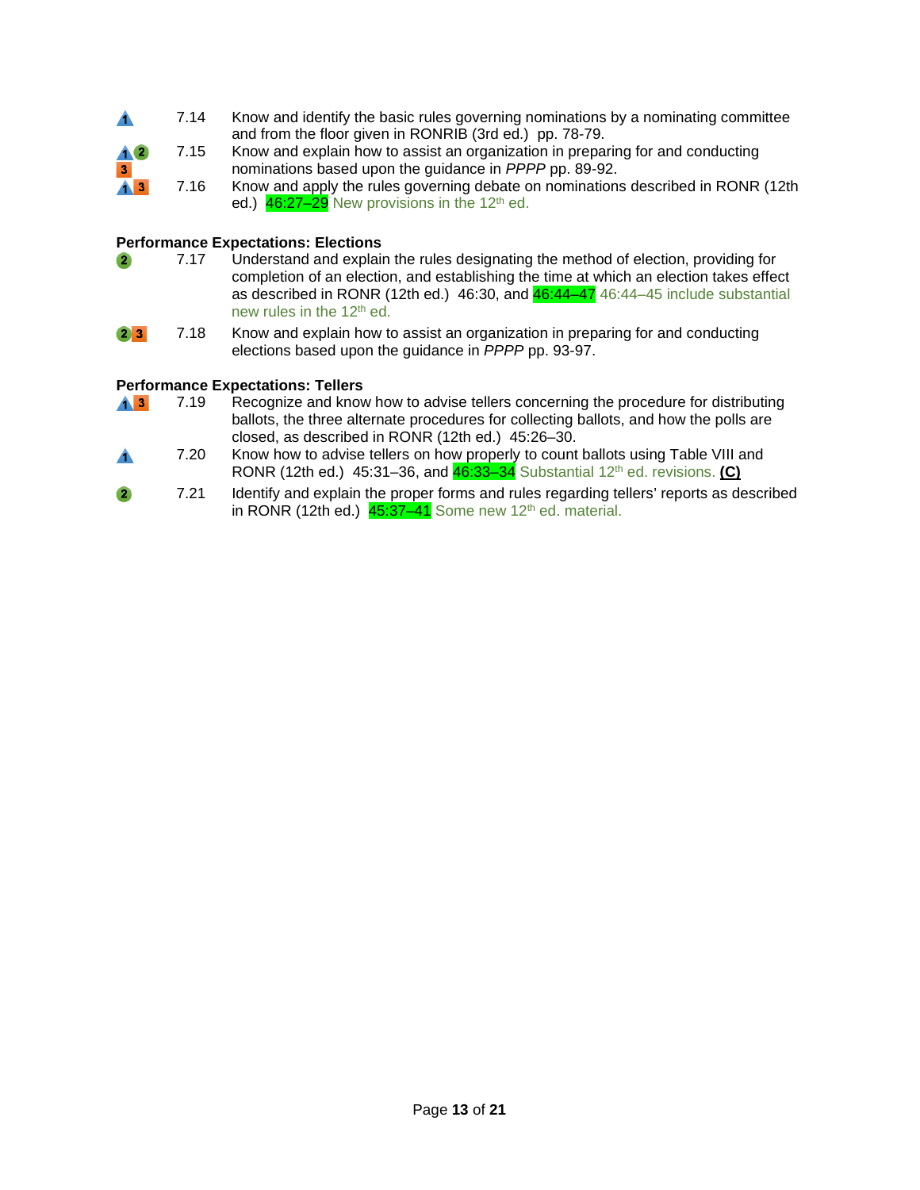1 — 7.14 Know and identify the basic rules governing nominations by a nominating committee and from the floor given in RONRIB (3rd ed.) pp. 78-79.

1 2 3 — 7.15 Know and explain how to assist an organization in preparing for and conducting nominations based upon the guidance in *PPPP* pp. 89-92.

1 3 — 7.16 Know and apply the rules governing debate on nominations described in RONR (12th ed.) 46:27–29 New provisions in the 12th ed.

**Performance Expectations: Elections**

2 — 7.17 Understand and explain the rules designating the method of election, providing for completion of an election, and establishing the time at which an election takes effect as described in RONR (12th ed.) 46:30, and 46:44–47 46:44–45 include substantial new rules in the 12th ed.

2 3 — 7.18 Know and explain how to assist an organization in preparing for and conducting elections based upon the guidance in *PPPP* pp. 93-97.

**Performance Expectations: Tellers**

1 3 — 7.19 Recognize and know how to advise tellers concerning the procedure for distributing ballots, the three alternate procedures for collecting ballots, and how the polls are closed, as described in RONR (12th ed.) 45:26–30.

1 — 7.20 Know how to advise tellers on how properly to count ballots using Table VIII and RONR (12th ed.) 45:31–36, and 46:33–34 Substantial 12th ed. revisions. **(C)**

2 — 7.21 Identify and explain the proper forms and rules regarding tellers' reports as described in RONR (12th ed.) 45:37–41 Some new 12th ed. material.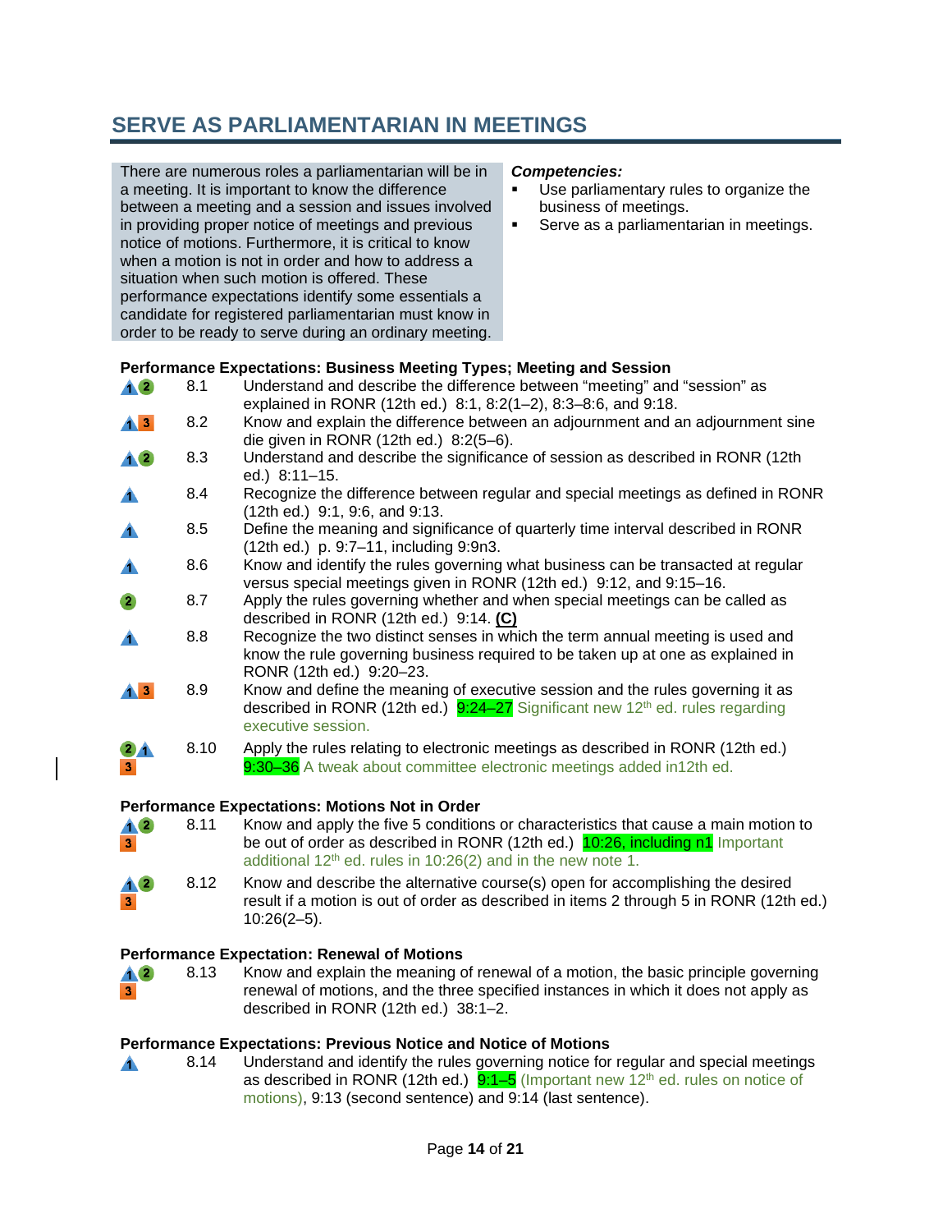## SERVE AS PARLIAMENTARIAN IN MEETINGS

There are numerous roles a parliamentarian will be in a meeting. It is important to know the difference between a meeting and a session and issues involved in providing proper notice of meetings and previous notice of motions. Furthermore, it is critical to know when a motion is not in order and how to address a situation when such motion is offered. These performance expectations identify some essentials a candidate for registered parliamentarian must know in order to be ready to serve during an ordinary meeting.

***Competencies:***

- Use parliamentary rules to organize the business of meetings.
- Serve as a parliamentarian in meetings.

**Performance Expectations: Business Meeting Types; Meeting and Session**

| Level | No. | Expectation |
|---|---|---|
| 1 2 | 8.1 | Understand and describe the difference between "meeting" and "session" as explained in RONR (12th ed.) 8:1, 8:2(1–2), 8:3–8:6, and 9:18. |
| 1 3 | 8.2 | Know and explain the difference between an adjournment and an adjournment sine die given in RONR (12th ed.) 8:2(5–6). |
| 1 2 | 8.3 | Understand and describe the significance of session as described in RONR (12th ed.) 8:11–15. |
| 1 | 8.4 | Recognize the difference between regular and special meetings as defined in RONR (12th ed.) 9:1, 9:6, and 9:13. |
| 1 | 8.5 | Define the meaning and significance of quarterly time interval described in RONR (12th ed.) p. 9:7–11, including 9:9n3. |
| 1 | 8.6 | Know and identify the rules governing what business can be transacted at regular versus special meetings given in RONR (12th ed.) 9:12, and 9:15–16. |
| 2 | 8.7 | Apply the rules governing whether and when special meetings can be called as described in RONR (12th ed.) 9:14. **(C)** |
| 1 | 8.8 | Recognize the two distinct senses in which the term annual meeting is used and know the rule governing business required to be taken up at one as explained in RONR (12th ed.) 9:20–23. |
| 1 3 | 8.9 | Know and define the meaning of executive session and the rules governing it as described in RONR (12th ed.) 9:24–27 Significant new 12th ed. rules regarding executive session. |
| 2 1 3 | 8.10 | Apply the rules relating to electronic meetings as described in RONR (12th ed.) 9:30–36 A tweak about committee electronic meetings added in12th ed. |

**Performance Expectations: Motions Not in Order**

| Level | No. | Expectation |
|---|---|---|
| 1 2 3 | 8.11 | Know and apply the five 5 conditions or characteristics that cause a main motion to be out of order as described in RONR (12th ed.) 10:26, including n1 Important additional 12th ed. rules in 10:26(2) and in the new note 1. |
| 1 2 3 | 8.12 | Know and describe the alternative course(s) open for accomplishing the desired result if a motion is out of order as described in items 2 through 5 in RONR (12th ed.) 10:26(2–5). |

**Performance Expectation: Renewal of Motions**

| Level | No. | Expectation |
|---|---|---|
| 1 2 3 | 8.13 | Know and explain the meaning of renewal of a motion, the basic principle governing renewal of motions, and the three specified instances in which it does not apply as described in RONR (12th ed.) 38:1–2. |

**Performance Expectations: Previous Notice and Notice of Motions**

| Level | No. | Expectation |
|---|---|---|
| 1 | 8.14 | Understand and identify the rules governing notice for regular and special meetings as described in RONR (12th ed.) 9:1–5 (Important new 12th ed. rules on notice of motions), 9:13 (second sentence) and 9:14 (last sentence). |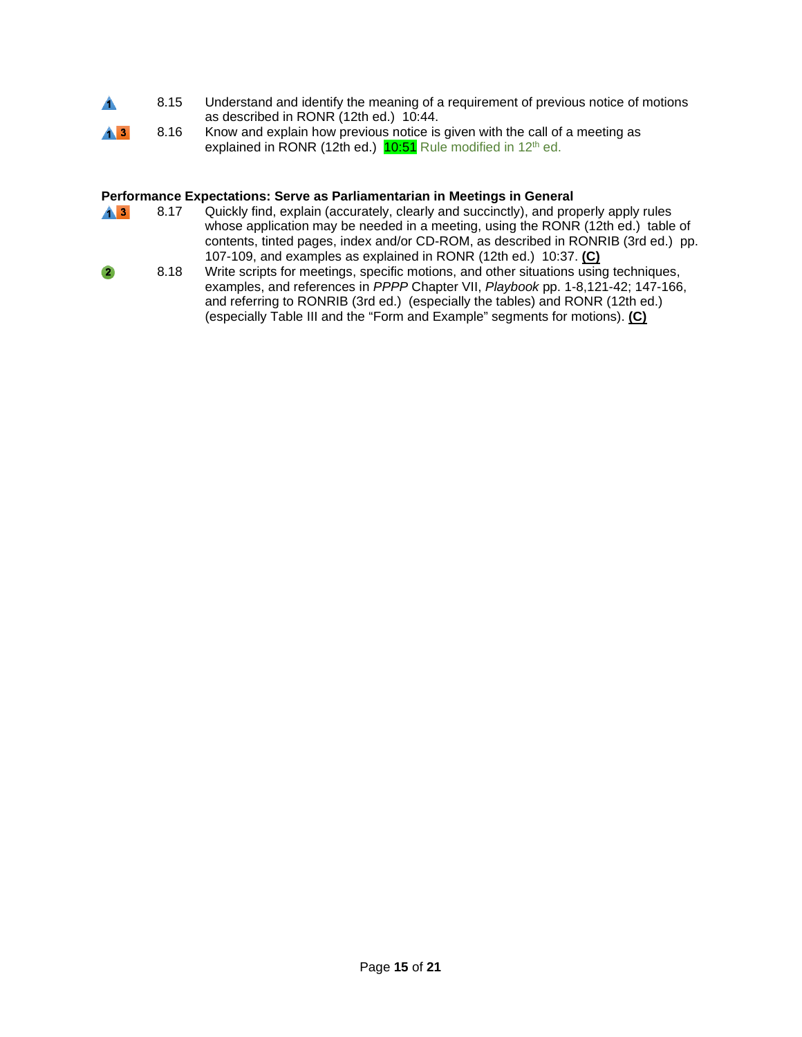1 8.15 Understand and identify the meaning of a requirement of previous notice of motions as described in RONR (12th ed.) 10:44.

1 3 8.16 Know and explain how previous notice is given with the call of a meeting as explained in RONR (12th ed.) 10:51 Rule modified in 12th ed.

**Performance Expectations: Serve as Parliamentarian in Meetings in General**

1 3 8.17 Quickly find, explain (accurately, clearly and succinctly), and properly apply rules whose application may be needed in a meeting, using the RONR (12th ed.) table of contents, tinted pages, index and/or CD-ROM, as described in RONRIB (3rd ed.) pp. 107-109, and examples as explained in RONR (12th ed.) 10:37. **(C)**

2 8.18 Write scripts for meetings, specific motions, and other situations using techniques, examples, and references in *PPPP* Chapter VII, *Playbook* pp. 1-8,121-42; 147-166, and referring to RONRIB (3rd ed.) (especially the tables) and RONR (12th ed.) (especially Table III and the "Form and Example" segments for motions). **(C)**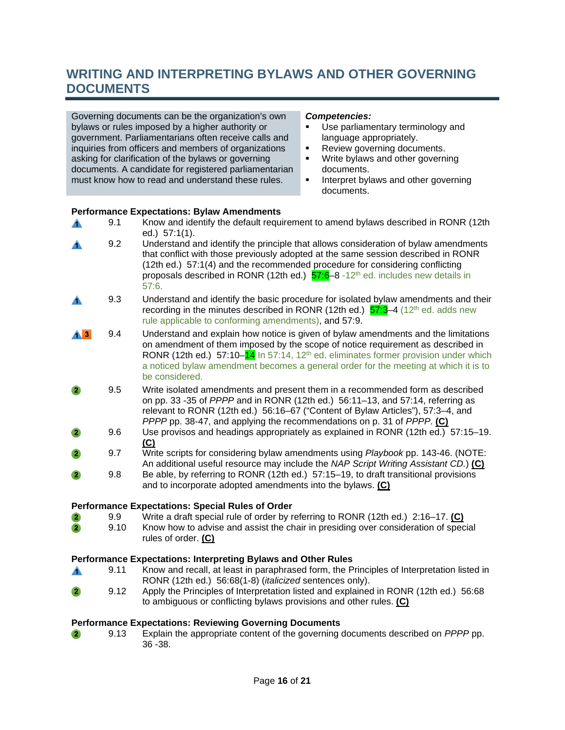# WRITING AND INTERPRETING BYLAWS AND OTHER GOVERNING DOCUMENTS

Governing documents can be the organization's own bylaws or rules imposed by a higher authority or government. Parliamentarians often receive calls and inquiries from officers and members of organizations asking for clarification of the bylaws or governing documents. A candidate for registered parliamentarian must know how to read and understand these rules.

***Competencies:***

- Use parliamentary terminology and language appropriately.
- Review governing documents.
- Write bylaws and other governing documents.
- Interpret bylaws and other governing documents.

**Performance Expectations: Bylaw Amendments**

| Level | No. | Expectation |
|---|---|---|
| 1 | 9.1 | Know and identify the default requirement to amend bylaws described in RONR (12th ed.) 57:1(1). |
| 1 | 9.2 | Understand and identify the principle that allows consideration of bylaw amendments that conflict with those previously adopted at the same session described in RONR (12th ed.) 57:1(4) and the recommended procedure for considering conflicting proposals described in RONR (12th ed.) 57:6–8 -12th ed. includes new details in 57:6. |
| 1 | 9.3 | Understand and identify the basic procedure for isolated bylaw amendments and their recording in the minutes described in RONR (12th ed.) 57:3–4 (12th ed. adds new rule applicable to conforming amendments), and 57:9. |
| 1 3 | 9.4 | Understand and explain how notice is given of bylaw amendments and the limitations on amendment of them imposed by the scope of notice requirement as described in RONR (12th ed.) 57:10–14 In 57:14, 12th ed. eliminates former provision under which a noticed bylaw amendment becomes a general order for the meeting at which it is to be considered. |
| 2 | 9.5 | Write isolated amendments and present them in a recommended form as described on pp. 33 -35 of *PPPP* and in RONR (12th ed.) 56:11–13, and 57:14, referring as relevant to RONR (12th ed.) 56:16–67 ("Content of Bylaw Articles"), 57:3–4, and *PPPP* pp. 38-47, and applying the recommendations on p. 31 of *PPPP*. **(C)** |
| 2 | 9.6 | Use provisos and headings appropriately as explained in RONR (12th ed.) 57:15–19. **(C)** |
| 2 | 9.7 | Write scripts for considering bylaw amendments using *Playbook* pp. 143-46. (NOTE: An additional useful resource may include the *NAP Script Writ*ing *Assistant CD*.) **(C)** |
| 2 | 9.8 | Be able, by referring to RONR (12th ed.) 57:15–19, to draft transitional provisions and to incorporate adopted amendments into the bylaws. **(C)** |

**Performance Expectations: Special Rules of Order**

| Level | No. | Expectation |
|---|---|---|
| 2 | 9.9 | Write a draft special rule of order by referring to RONR (12th ed.) 2:16–17. **(C)** |
| 2 | 9.10 | Know how to advise and assist the chair in presiding over consideration of special rules of order. **(C)** |

**Performance Expectations: Interpreting Bylaws and Other Rules**

| Level | No. | Expectation |
|---|---|---|
| 1 | 9.11 | Know and recall, at least in paraphrased form, the Principles of Interpretation listed in RONR (12th ed.) 56:68(1-8) (*italicized* sentences only). |
| 2 | 9.12 | Apply the Principles of Interpretation listed and explained in RONR (12th ed.) 56:68 to ambiguous or conflicting bylaws provisions and other rules. **(C)** |

**Performance Expectations: Reviewing Governing Documents**

| Level | No. | Expectation |
|---|---|---|
| 2 | 9.13 | Explain the appropriate content of the governing documents described on *PPPP* pp. 36 -38. |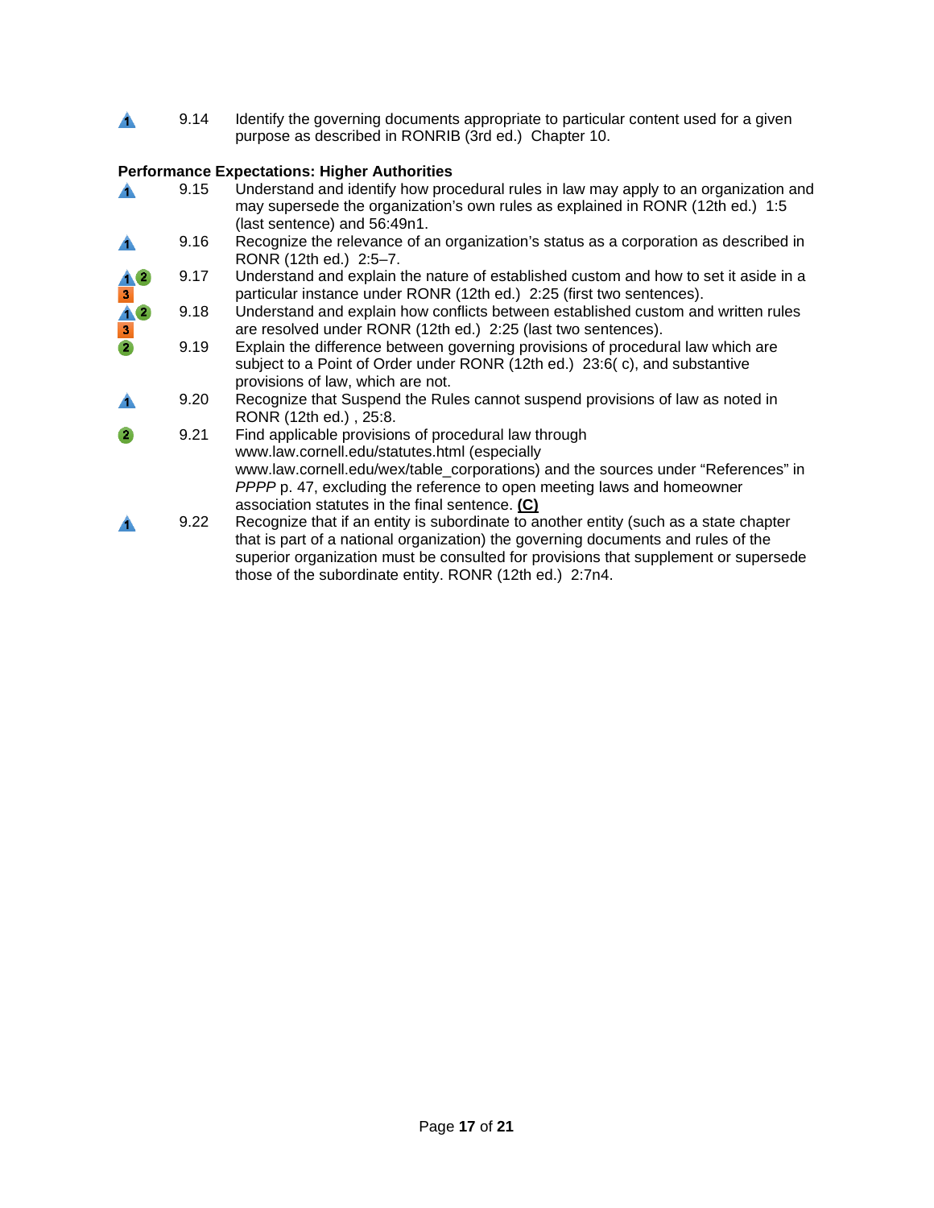9.14 Identify the governing documents appropriate to particular content used for a given purpose as described in RONRIB (3rd ed.) Chapter 10.

**Performance Expectations: Higher Authorities**

9.15 Understand and identify how procedural rules in law may apply to an organization and may supersede the organization's own rules as explained in RONR (12th ed.) 1:5 (last sentence) and 56:49n1.

9.16 Recognize the relevance of an organization's status as a corporation as described in RONR (12th ed.) 2:5–7.

9.17 Understand and explain the nature of established custom and how to set it aside in a particular instance under RONR (12th ed.) 2:25 (first two sentences).

9.18 Understand and explain how conflicts between established custom and written rules are resolved under RONR (12th ed.) 2:25 (last two sentences).

9.19 Explain the difference between governing provisions of procedural law which are subject to a Point of Order under RONR (12th ed.) 23:6( c), and substantive provisions of law, which are not.

9.20 Recognize that Suspend the Rules cannot suspend provisions of law as noted in RONR (12th ed.) , 25:8.

9.21 Find applicable provisions of procedural law through www.law.cornell.edu/statutes.html (especially www.law.cornell.edu/wex/table_corporations) and the sources under "References" in *PPPP* p. 47, excluding the reference to open meeting laws and homeowner association statutes in the final sentence. **(C)**

9.22 Recognize that if an entity is subordinate to another entity (such as a state chapter that is part of a national organization) the governing documents and rules of the superior organization must be consulted for provisions that supplement or supersede those of the subordinate entity. RONR (12th ed.) 2:7n4.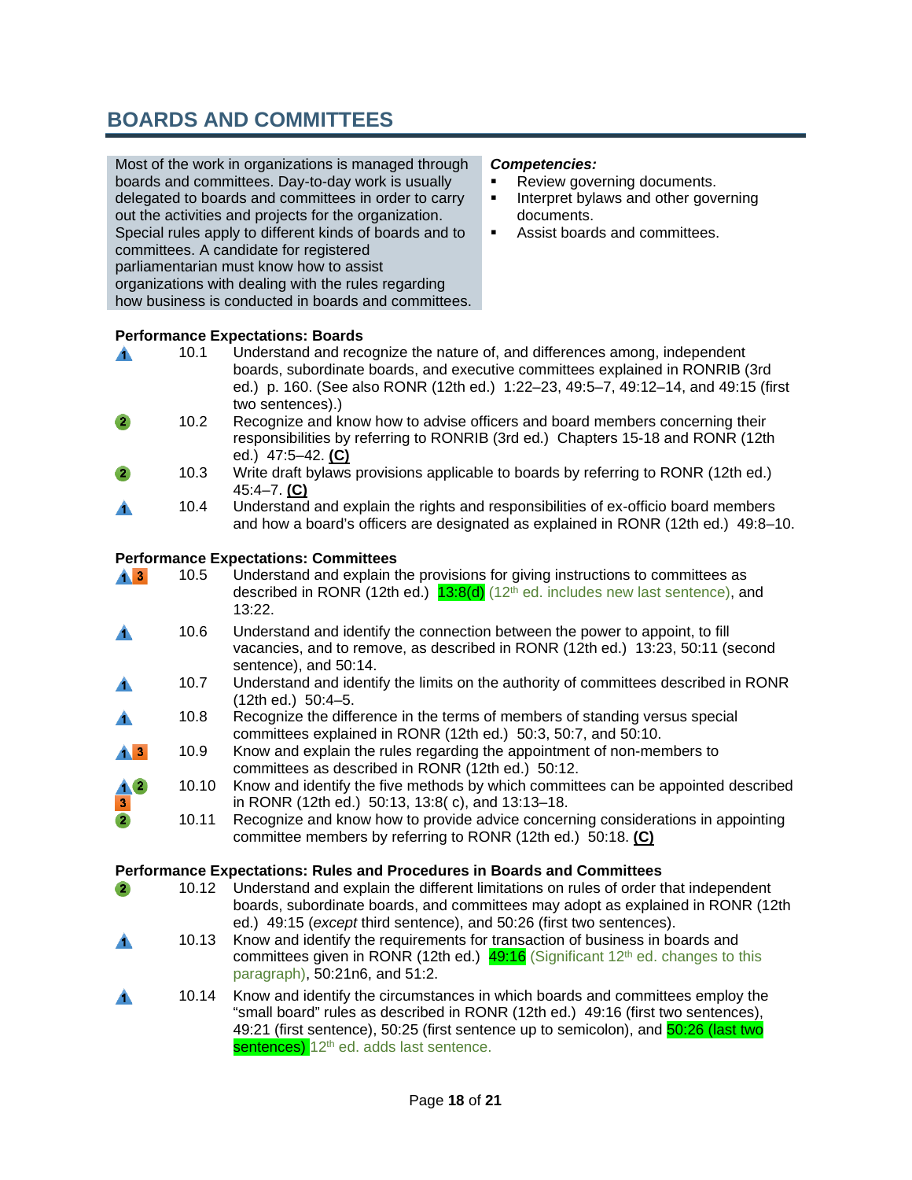# BOARDS AND COMMITTEES

Most of the work in organizations is managed through boards and committees. Day-to-day work is usually delegated to boards and committees in order to carry out the activities and projects for the organization. Special rules apply to different kinds of boards and to committees. A candidate for registered parliamentarian must know how to assist organizations with dealing with the rules regarding how business is conducted in boards and committees.

***Competencies:***

- Review governing documents.
- Interpret bylaws and other governing documents.
- Assist boards and committees.

**Performance Expectations: Boards**

| Level | No. | Expectation |
|---|---|---|
| 1 | 10.1 | Understand and recognize the nature of, and differences among, independent boards, subordinate boards, and executive committees explained in RONRIB (3rd ed.) p. 160. (See also RONR (12th ed.) 1:22–23, 49:5–7, 49:12–14, and 49:15 (first two sentences).) |
| 2 | 10.2 | Recognize and know how to advise officers and board members concerning their responsibilities by referring to RONRIB (3rd ed.) Chapters 15-18 and RONR (12th ed.) 47:5–42. **(C)** |
| 2 | 10.3 | Write draft bylaws provisions applicable to boards by referring to RONR (12th ed.) 45:4–7. **(C)** |
| 1 | 10.4 | Understand and explain the rights and responsibilities of ex-officio board members and how a board's officers are designated as explained in RONR (12th ed.) 49:8–10. |

**Performance Expectations: Committees**

| Level | No. | Expectation |
|---|---|---|
| 1, 3 | 10.5 | Understand and explain the provisions for giving instructions to committees as described in RONR (12th ed.) 13:8(d) (12th ed. includes new last sentence), and 13:22. |
| 1 | 10.6 | Understand and identify the connection between the power to appoint, to fill vacancies, and to remove, as described in RONR (12th ed.) 13:23, 50:11 (second sentence), and 50:14. |
| 1 | 10.7 | Understand and identify the limits on the authority of committees described in RONR (12th ed.) 50:4–5. |
| 1 | 10.8 | Recognize the difference in the terms of members of standing versus special committees explained in RONR (12th ed.) 50:3, 50:7, and 50:10. |
| 1, 3 | 10.9 | Know and explain the rules regarding the appointment of non-members to committees as described in RONR (12th ed.) 50:12. |
| 1, 2, 3 | 10.10 | Know and identify the five methods by which committees can be appointed described in RONR (12th ed.) 50:13, 13:8( c), and 13:13–18. |
| 2 | 10.11 | Recognize and know how to provide advice concerning considerations in appointing committee members by referring to RONR (12th ed.) 50:18. **(C)** |

**Performance Expectations: Rules and Procedures in Boards and Committees**

| Level | No. | Expectation |
|---|---|---|
| 2 | 10.12 | Understand and explain the different limitations on rules of order that independent boards, subordinate boards, and committees may adopt as explained in RONR (12th ed.) 49:15 (*except* third sentence), and 50:26 (first two sentences). |
| 1 | 10.13 | Know and identify the requirements for transaction of business in boards and committees given in RONR (12th ed.) 49:16 (Significant 12th ed. changes to this paragraph), 50:21n6, and 51:2. |
| 1 | 10.14 | Know and identify the circumstances in which boards and committees employ the "small board" rules as described in RONR (12th ed.) 49:16 (first two sentences), 49:21 (first sentence), 50:25 (first sentence up to semicolon), and 50:26 (last two sentences) 12th ed. adds last sentence. |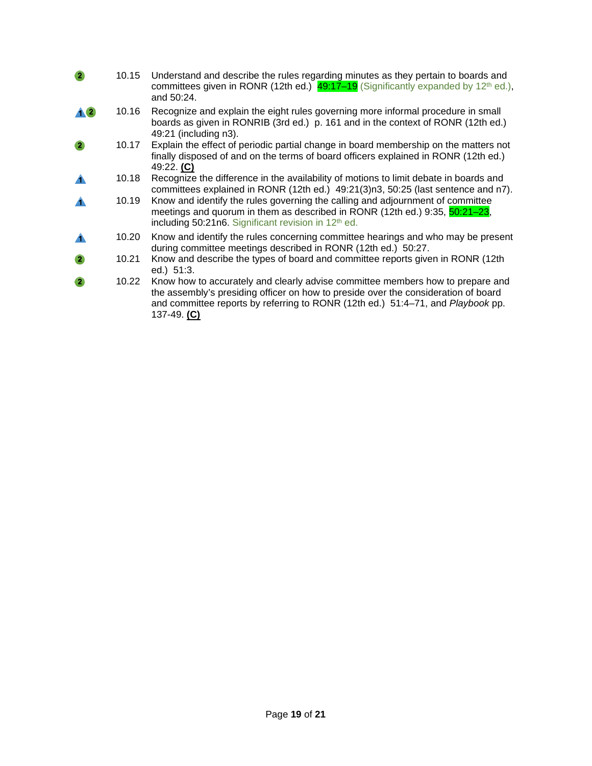| | | |
|---|---|---|
| 2 | 10.15 | Understand and describe the rules regarding minutes as they pertain to boards and committees given in RONR (12th ed.) 49:17–19 (Significantly expanded by 12th ed.), and 50:24. |
| 1 2 | 10.16 | Recognize and explain the eight rules governing more informal procedure in small boards as given in RONRIB (3rd ed.) p. 161 and in the context of RONR (12th ed.) 49:21 (including n3). |
| 2 | 10.17 | Explain the effect of periodic partial change in board membership on the matters not finally disposed of and on the terms of board officers explained in RONR (12th ed.) 49:22. **(C)** |
| 1 | 10.18 | Recognize the difference in the availability of motions to limit debate in boards and committees explained in RONR (12th ed.) 49:21(3)n3, 50:25 (last sentence and n7). |
| 1 | 10.19 | Know and identify the rules governing the calling and adjournment of committee meetings and quorum in them as described in RONR (12th ed.) 9:35, 50:21–23, including 50:21n6. Significant revision in 12th ed. |
| 1 | 10.20 | Know and identify the rules concerning committee hearings and who may be present during committee meetings described in RONR (12th ed.) 50:27. |
| 2 | 10.21 | Know and describe the types of board and committee reports given in RONR (12th ed.) 51:3. |
| 2 | 10.22 | Know how to accurately and clearly advise committee members how to prepare and the assembly's presiding officer on how to preside over the consideration of board and committee reports by referring to RONR (12th ed.) 51:4–71, and *Playbook* pp. 137-49. **(C)** |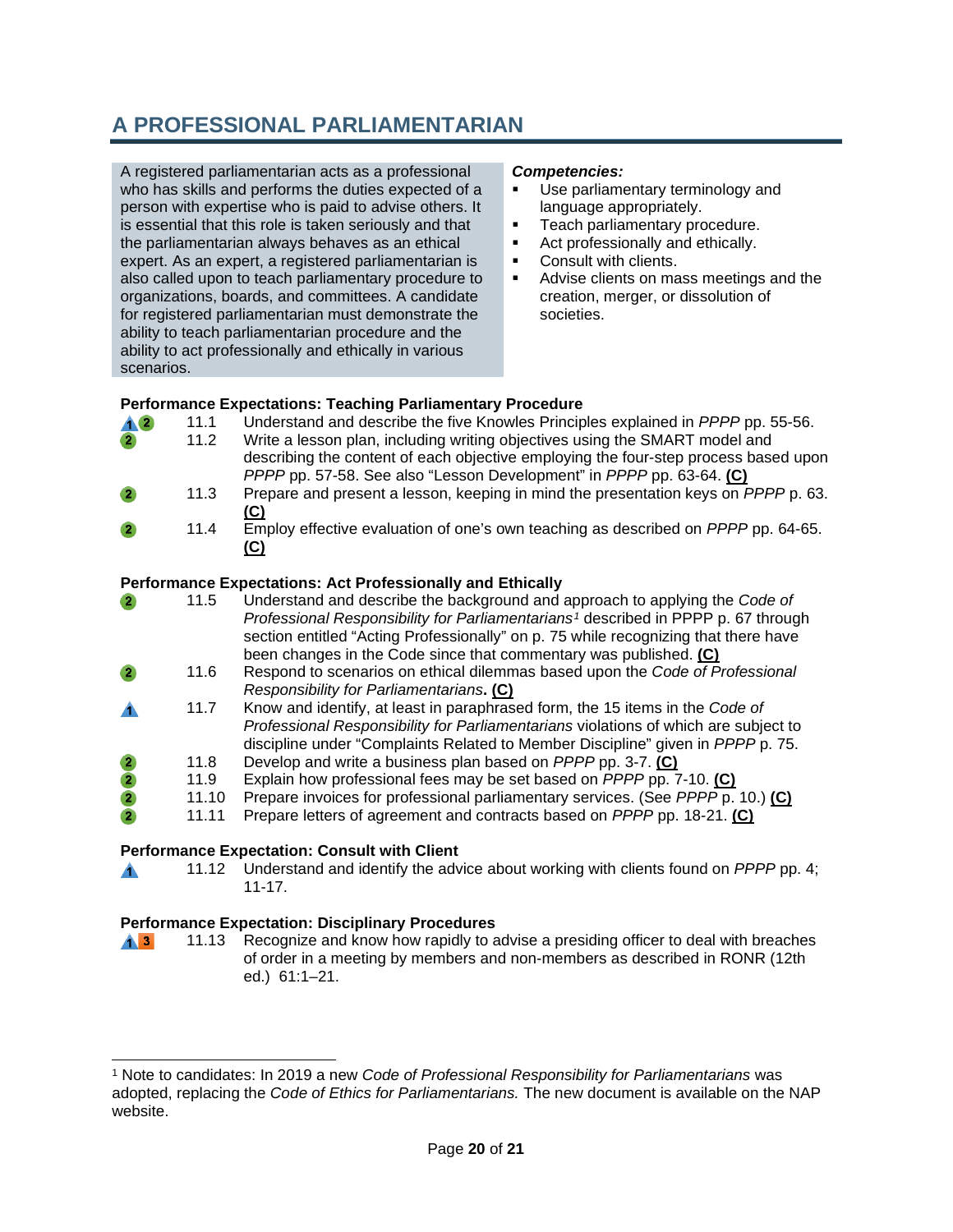# A PROFESSIONAL PARLIAMENTARIAN

A registered parliamentarian acts as a professional who has skills and performs the duties expected of a person with expertise who is paid to advise others. It is essential that this role is taken seriously and that the parliamentarian always behaves as an ethical expert. As an expert, a registered parliamentarian is also called upon to teach parliamentary procedure to organizations, boards, and committees. A candidate for registered parliamentarian must demonstrate the ability to teach parliamentarian procedure and the ability to act professionally and ethically in various scenarios.

***Competencies:***

- Use parliamentary terminology and language appropriately.
- Teach parliamentary procedure.
- Act professionally and ethically.
- Consult with clients.
- Advise clients on mass meetings and the creation, merger, or dissolution of societies.

**Performance Expectations: Teaching Parliamentary Procedure**

| | | |
|---|---|---|
| 1 2 | 11.1 | Understand and describe the five Knowles Principles explained in *PPPP* pp. 55-56. |
| 2 | 11.2 | Write a lesson plan, including writing objectives using the SMART model and describing the content of each objective employing the four-step process based upon *PPPP* pp. 57-58. See also "Lesson Development" in *PPPP* pp. 63-64. **(C)** |
| 2 | 11.3 | Prepare and present a lesson, keeping in mind the presentation keys on *PPPP* p. 63. **(C)** |
| 2 | 11.4 | Employ effective evaluation of one's own teaching as described on *PPPP* pp. 64-65. **(C)** |

**Performance Expectations: Act Professionally and Ethically**

| | | |
|---|---|---|
| 2 | 11.5 | Understand and describe the background and approach to applying the *Code of Professional Responsibility for Parliamentarians*[1] described in PPPP p. 67 through section entitled "Acting Professionally" on p. 75 while recognizing that there have been changes in the Code since that commentary was published. **(C)** |
| 2 | 11.6 | Respond to scenarios on ethical dilemmas based upon the *Code of Professional Responsibility for Parliamentarians*. **(C)** |
| 1 | 11.7 | Know and identify, at least in paraphrased form, the 15 items in the *Code of Professional Responsibility for Parliamentarians* violations of which are subject to discipline under "Complaints Related to Member Discipline" given in *PPPP* p. 75. |
| 2 | 11.8 | Develop and write a business plan based on *PPPP* pp. 3-7. **(C)** |
| 2 | 11.9 | Explain how professional fees may be set based on *PPPP* pp. 7-10. **(C)** |
| 2 | 11.10 | Prepare invoices for professional parliamentary services. (See *PPPP* p. 10.) **(C)** |
| 2 | 11.11 | Prepare letters of agreement and contracts based on *PPPP* pp. 18-21. **(C)** |

**Performance Expectation: Consult with Client**

| | | |
|---|---|---|
| 1 | 11.12 | Understand and identify the advice about working with clients found on *PPPP* pp. 4; 11-17. |

**Performance Expectation: Disciplinary Procedures**

| | | |
|---|---|---|
| 1 3 | 11.13 | Recognize and know how rapidly to advise a presiding officer to deal with breaches of order in a meeting by members and non-members as described in RONR (12th ed.) 61:1–21. |

---

[1] Note to candidates: In 2019 a new *Code of Professional Responsibility for Parliamentarians* was adopted, replacing the *Code of Ethics for Parliamentarians.* The new document is available on the NAP website.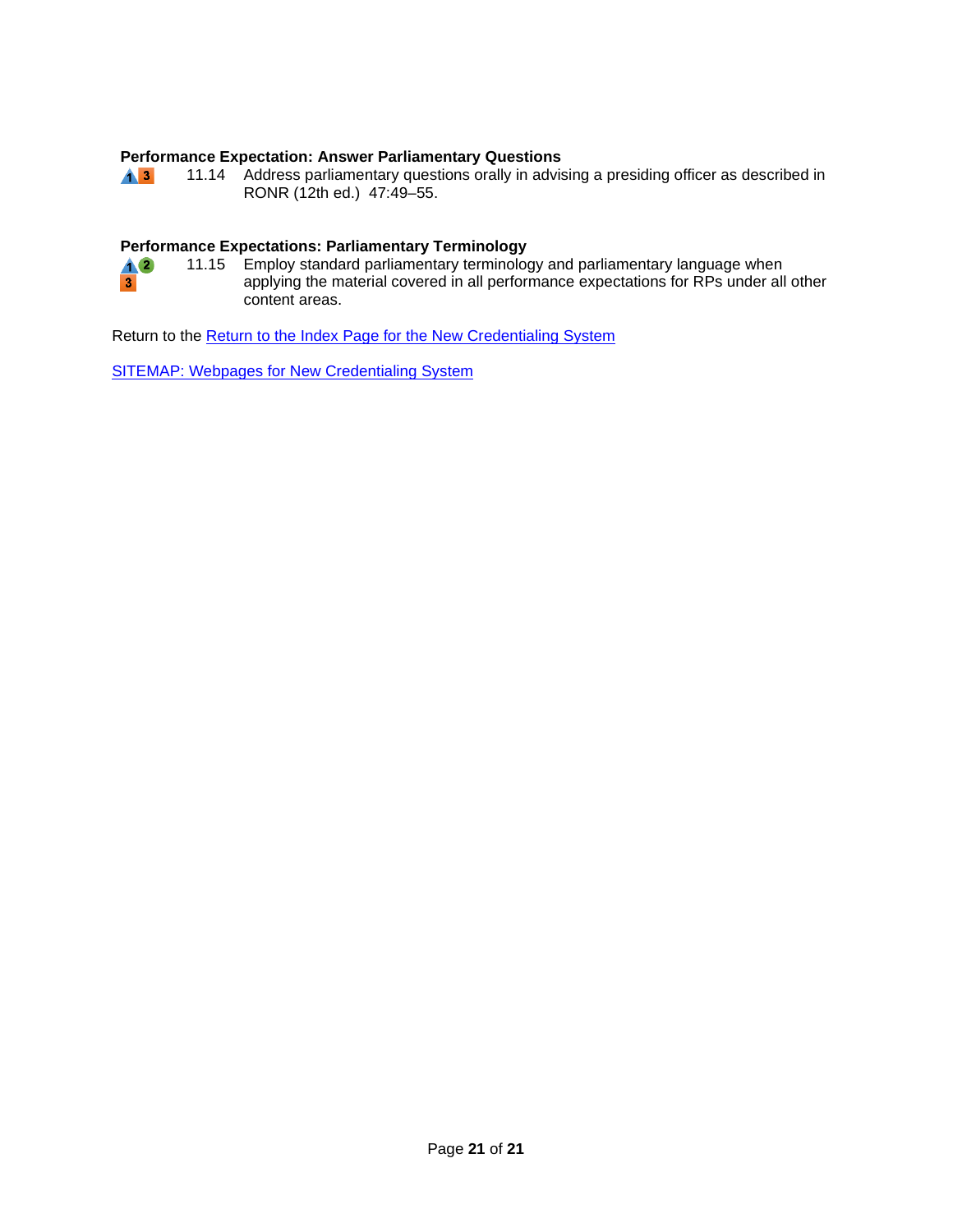**Performance Expectation: Answer Parliamentary Questions**

1 3 11.14 Address parliamentary questions orally in advising a presiding officer as described in RONR (12th ed.) 47:49–55.

**Performance Expectations: Parliamentary Terminology**

1 2 3 11.15 Employ standard parliamentary terminology and parliamentary language when applying the material covered in all performance expectations for RPs under all other content areas.

Return to the [Return to the Index Page for the New Credentialing System]

[SITEMAP: Webpages for New Credentialing System]